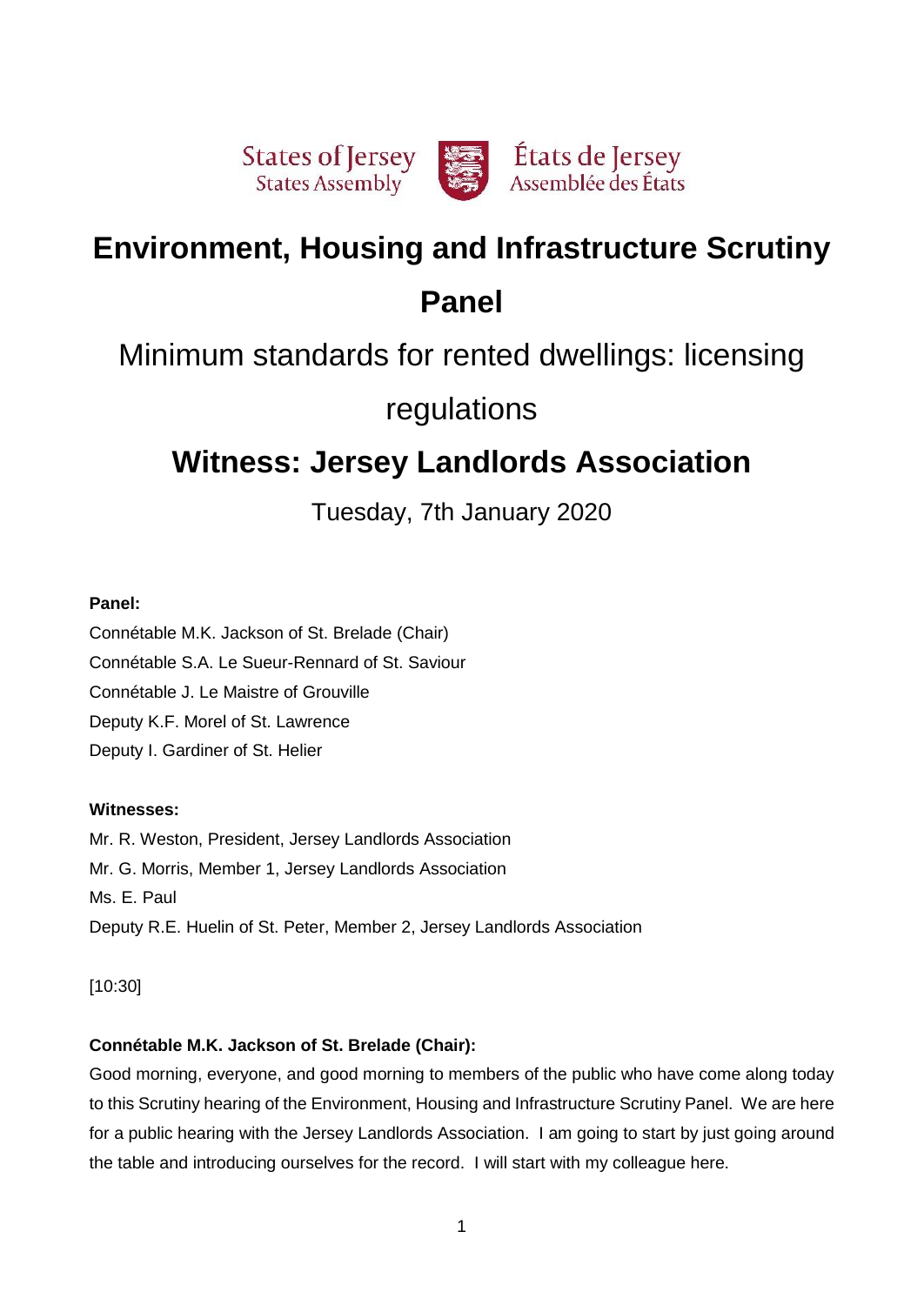States of Jersey
States Assembly

États de Jersey
Assemblée des États

# Environment, Housing and Infrastructure Scrutiny Panel

## Minimum standards for rented dwellings: licensing regulations

## Witness: Jersey Landlords Association

Tuesday, 7th January 2020

**Panel:**

Connétable M.K. Jackson of St. Brelade (Chair)
Connétable S.A. Le Sueur-Rennard of St. Saviour
Connétable J. Le Maistre of Grouville
Deputy K.F. Morel of St. Lawrence
Deputy I. Gardiner of St. Helier

**Witnesses:**

Mr. R. Weston, President, Jersey Landlords Association
Mr. G. Morris, Member 1, Jersey Landlords Association
Ms. E. Paul
Deputy R.E. Huelin of St. Peter, Member 2, Jersey Landlords Association

[10:30]

**Connétable M.K. Jackson of St. Brelade (Chair):**

Good morning, everyone, and good morning to members of the public who have come along today to this Scrutiny hearing of the Environment, Housing and Infrastructure Scrutiny Panel. We are here for a public hearing with the Jersey Landlords Association. I am going to start by just going around the table and introducing ourselves for the record. I will start with my colleague here.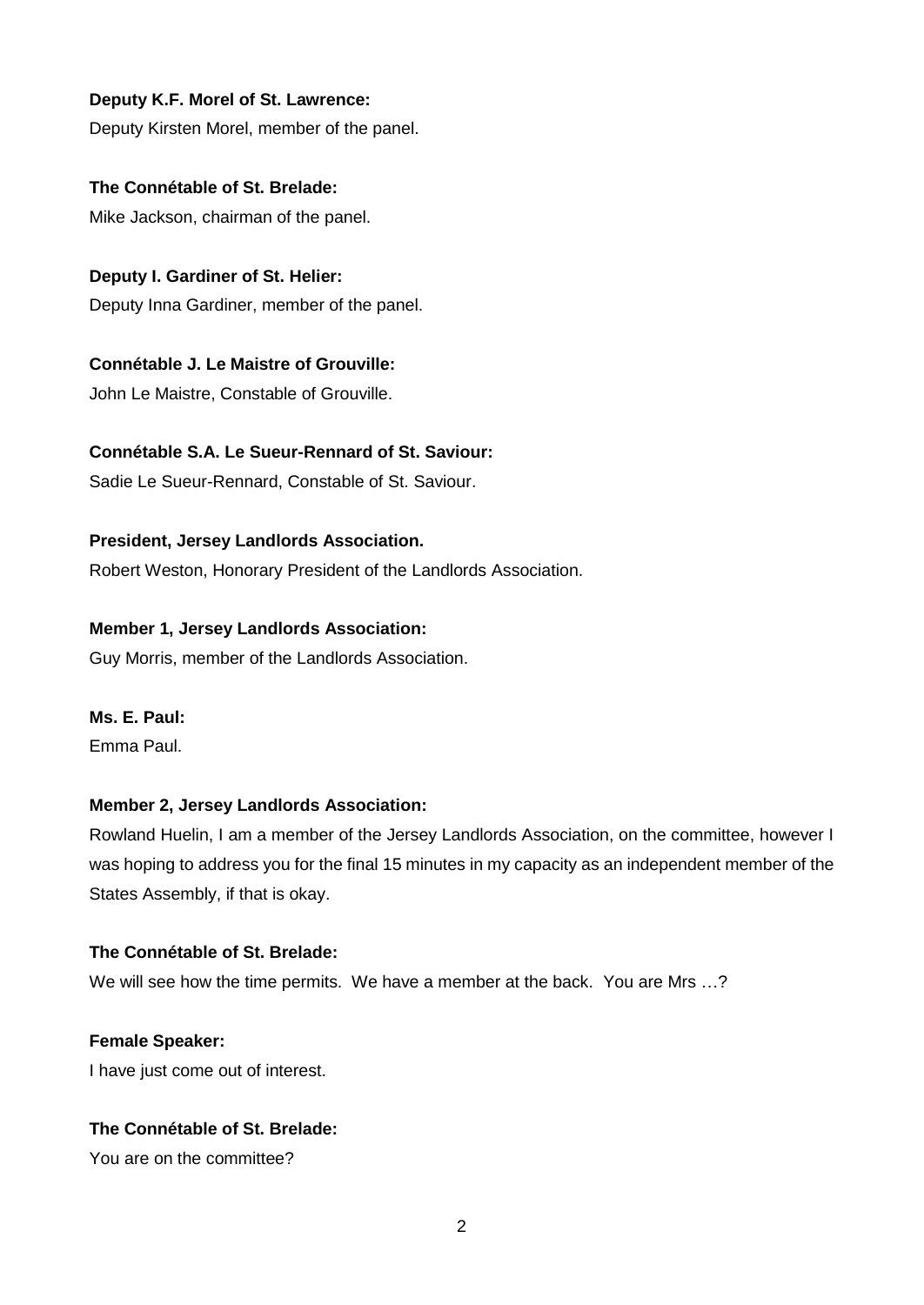**Deputy K.F. Morel of St. Lawrence:**

Deputy Kirsten Morel, member of the panel.

**The Connétable of St. Brelade:**

Mike Jackson, chairman of the panel.

**Deputy I. Gardiner of St. Helier:**

Deputy Inna Gardiner, member of the panel.

**Connétable J. Le Maistre of Grouville:**

John Le Maistre, Constable of Grouville.

**Connétable S.A. Le Sueur-Rennard of St. Saviour:**

Sadie Le Sueur-Rennard, Constable of St. Saviour.

**President, Jersey Landlords Association.**

Robert Weston, Honorary President of the Landlords Association.

**Member 1, Jersey Landlords Association:**

Guy Morris, member of the Landlords Association.

**Ms. E. Paul:**

Emma Paul.

**Member 2, Jersey Landlords Association:**

Rowland Huelin, I am a member of the Jersey Landlords Association, on the committee, however I was hoping to address you for the final 15 minutes in my capacity as an independent member of the States Assembly, if that is okay.

**The Connétable of St. Brelade:**

We will see how the time permits. We have a member at the back. You are Mrs …?

**Female Speaker:**

I have just come out of interest.

**The Connétable of St. Brelade:**

You are on the committee?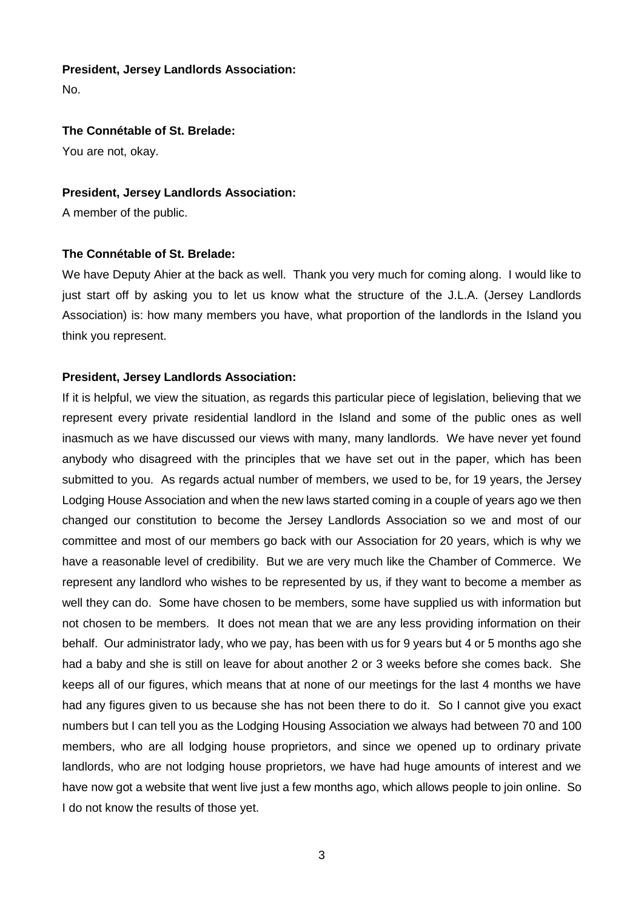**President, Jersey Landlords Association:**

No.

**The Connétable of St. Brelade:**

You are not, okay.

**President, Jersey Landlords Association:**

A member of the public.

**The Connétable of St. Brelade:**

We have Deputy Ahier at the back as well. Thank you very much for coming along. I would like to just start off by asking you to let us know what the structure of the J.L.A. (Jersey Landlords Association) is: how many members you have, what proportion of the landlords in the Island you think you represent.

**President, Jersey Landlords Association:**

If it is helpful, we view the situation, as regards this particular piece of legislation, believing that we represent every private residential landlord in the Island and some of the public ones as well inasmuch as we have discussed our views with many, many landlords. We have never yet found anybody who disagreed with the principles that we have set out in the paper, which has been submitted to you. As regards actual number of members, we used to be, for 19 years, the Jersey Lodging House Association and when the new laws started coming in a couple of years ago we then changed our constitution to become the Jersey Landlords Association so we and most of our committee and most of our members go back with our Association for 20 years, which is why we have a reasonable level of credibility. But we are very much like the Chamber of Commerce. We represent any landlord who wishes to be represented by us, if they want to become a member as well they can do. Some have chosen to be members, some have supplied us with information but not chosen to be members. It does not mean that we are any less providing information on their behalf. Our administrator lady, who we pay, has been with us for 9 years but 4 or 5 months ago she had a baby and she is still on leave for about another 2 or 3 weeks before she comes back. She keeps all of our figures, which means that at none of our meetings for the last 4 months we have had any figures given to us because she has not been there to do it. So I cannot give you exact numbers but I can tell you as the Lodging Housing Association we always had between 70 and 100 members, who are all lodging house proprietors, and since we opened up to ordinary private landlords, who are not lodging house proprietors, we have had huge amounts of interest and we have now got a website that went live just a few months ago, which allows people to join online. So I do not know the results of those yet.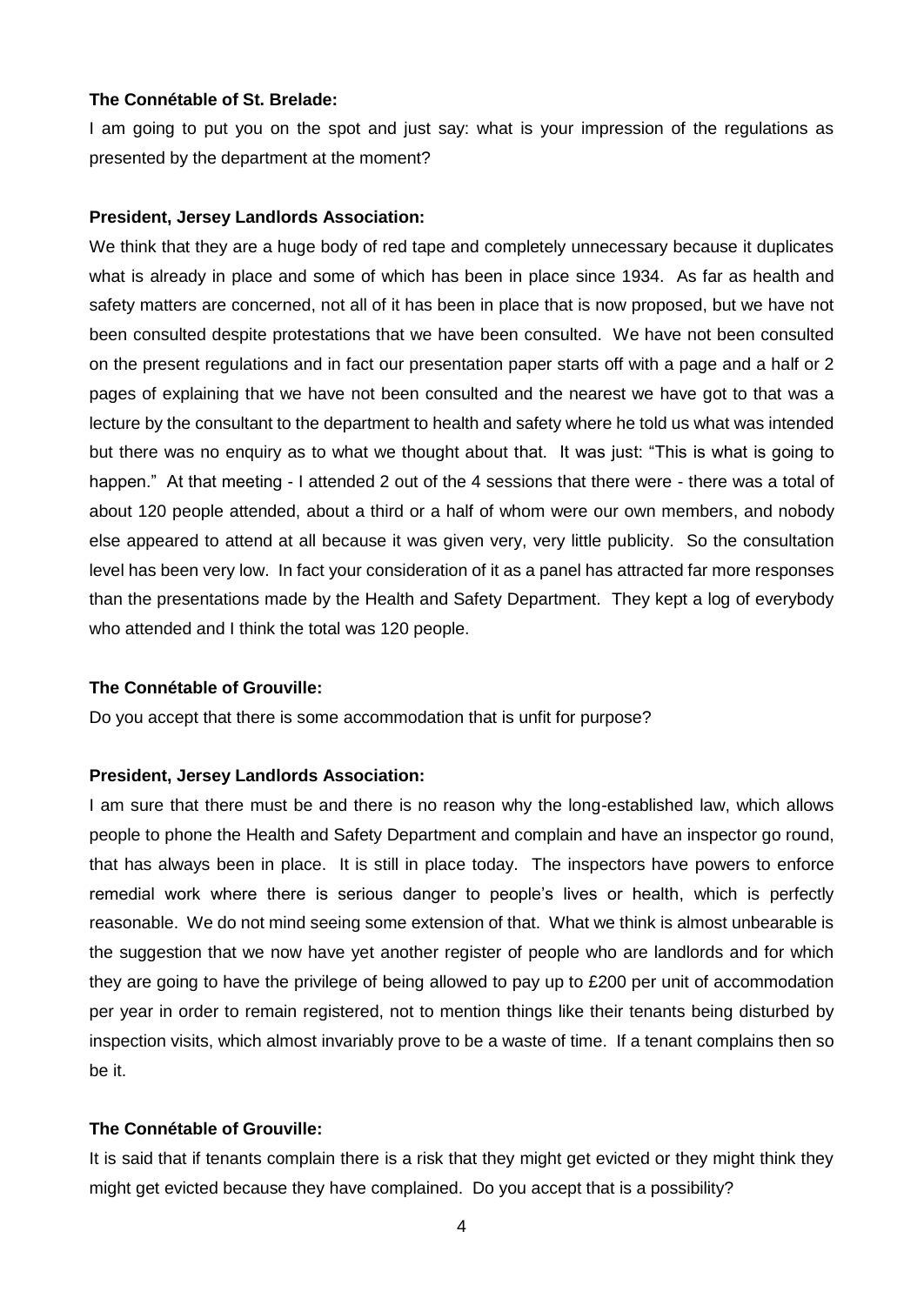**The Connétable of St. Brelade:**

I am going to put you on the spot and just say: what is your impression of the regulations as presented by the department at the moment?

**President, Jersey Landlords Association:**

We think that they are a huge body of red tape and completely unnecessary because it duplicates what is already in place and some of which has been in place since 1934. As far as health and safety matters are concerned, not all of it has been in place that is now proposed, but we have not been consulted despite protestations that we have been consulted. We have not been consulted on the present regulations and in fact our presentation paper starts off with a page and a half or 2 pages of explaining that we have not been consulted and the nearest we have got to that was a lecture by the consultant to the department to health and safety where he told us what was intended but there was no enquiry as to what we thought about that. It was just: "This is what is going to happen." At that meeting - I attended 2 out of the 4 sessions that there were - there was a total of about 120 people attended, about a third or a half of whom were our own members, and nobody else appeared to attend at all because it was given very, very little publicity. So the consultation level has been very low. In fact your consideration of it as a panel has attracted far more responses than the presentations made by the Health and Safety Department. They kept a log of everybody who attended and I think the total was 120 people.

**The Connétable of Grouville:**

Do you accept that there is some accommodation that is unfit for purpose?

**President, Jersey Landlords Association:**

I am sure that there must be and there is no reason why the long-established law, which allows people to phone the Health and Safety Department and complain and have an inspector go round, that has always been in place. It is still in place today. The inspectors have powers to enforce remedial work where there is serious danger to people's lives or health, which is perfectly reasonable. We do not mind seeing some extension of that. What we think is almost unbearable is the suggestion that we now have yet another register of people who are landlords and for which they are going to have the privilege of being allowed to pay up to £200 per unit of accommodation per year in order to remain registered, not to mention things like their tenants being disturbed by inspection visits, which almost invariably prove to be a waste of time. If a tenant complains then so be it.

**The Connétable of Grouville:**

It is said that if tenants complain there is a risk that they might get evicted or they might think they might get evicted because they have complained. Do you accept that is a possibility?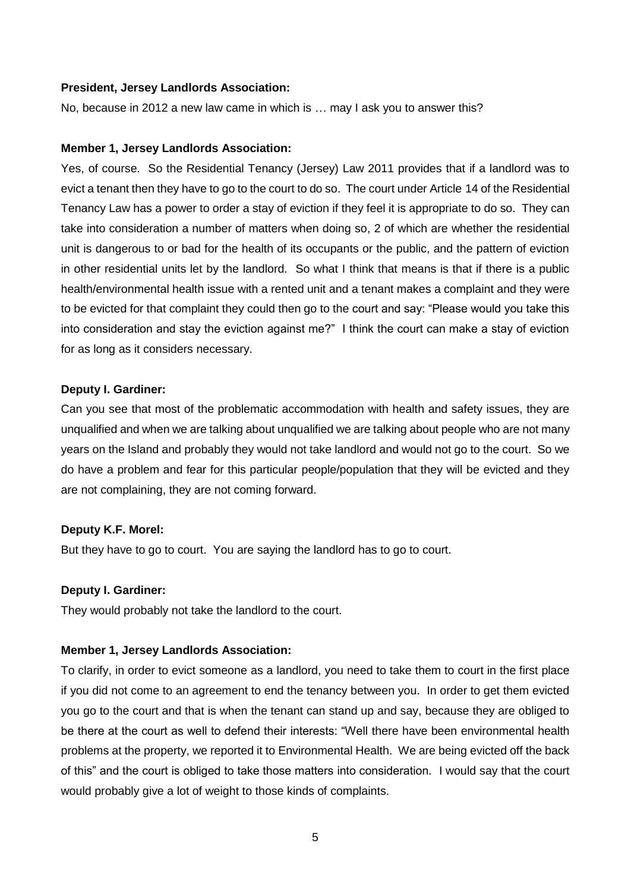**President, Jersey Landlords Association:**

No, because in 2012 a new law came in which is … may I ask you to answer this?

**Member 1, Jersey Landlords Association:**

Yes, of course. So the Residential Tenancy (Jersey) Law 2011 provides that if a landlord was to evict a tenant then they have to go to the court to do so. The court under Article 14 of the Residential Tenancy Law has a power to order a stay of eviction if they feel it is appropriate to do so. They can take into consideration a number of matters when doing so, 2 of which are whether the residential unit is dangerous to or bad for the health of its occupants or the public, and the pattern of eviction in other residential units let by the landlord. So what I think that means is that if there is a public health/environmental health issue with a rented unit and a tenant makes a complaint and they were to be evicted for that complaint they could then go to the court and say: "Please would you take this into consideration and stay the eviction against me?" I think the court can make a stay of eviction for as long as it considers necessary.

**Deputy I. Gardiner:**

Can you see that most of the problematic accommodation with health and safety issues, they are unqualified and when we are talking about unqualified we are talking about people who are not many years on the Island and probably they would not take landlord and would not go to the court. So we do have a problem and fear for this particular people/population that they will be evicted and they are not complaining, they are not coming forward.

**Deputy K.F. Morel:**

But they have to go to court. You are saying the landlord has to go to court.

**Deputy I. Gardiner:**

They would probably not take the landlord to the court.

**Member 1, Jersey Landlords Association:**

To clarify, in order to evict someone as a landlord, you need to take them to court in the first place if you did not come to an agreement to end the tenancy between you. In order to get them evicted you go to the court and that is when the tenant can stand up and say, because they are obliged to be there at the court as well to defend their interests: "Well there have been environmental health problems at the property, we reported it to Environmental Health. We are being evicted off the back of this" and the court is obliged to take those matters into consideration. I would say that the court would probably give a lot of weight to those kinds of complaints.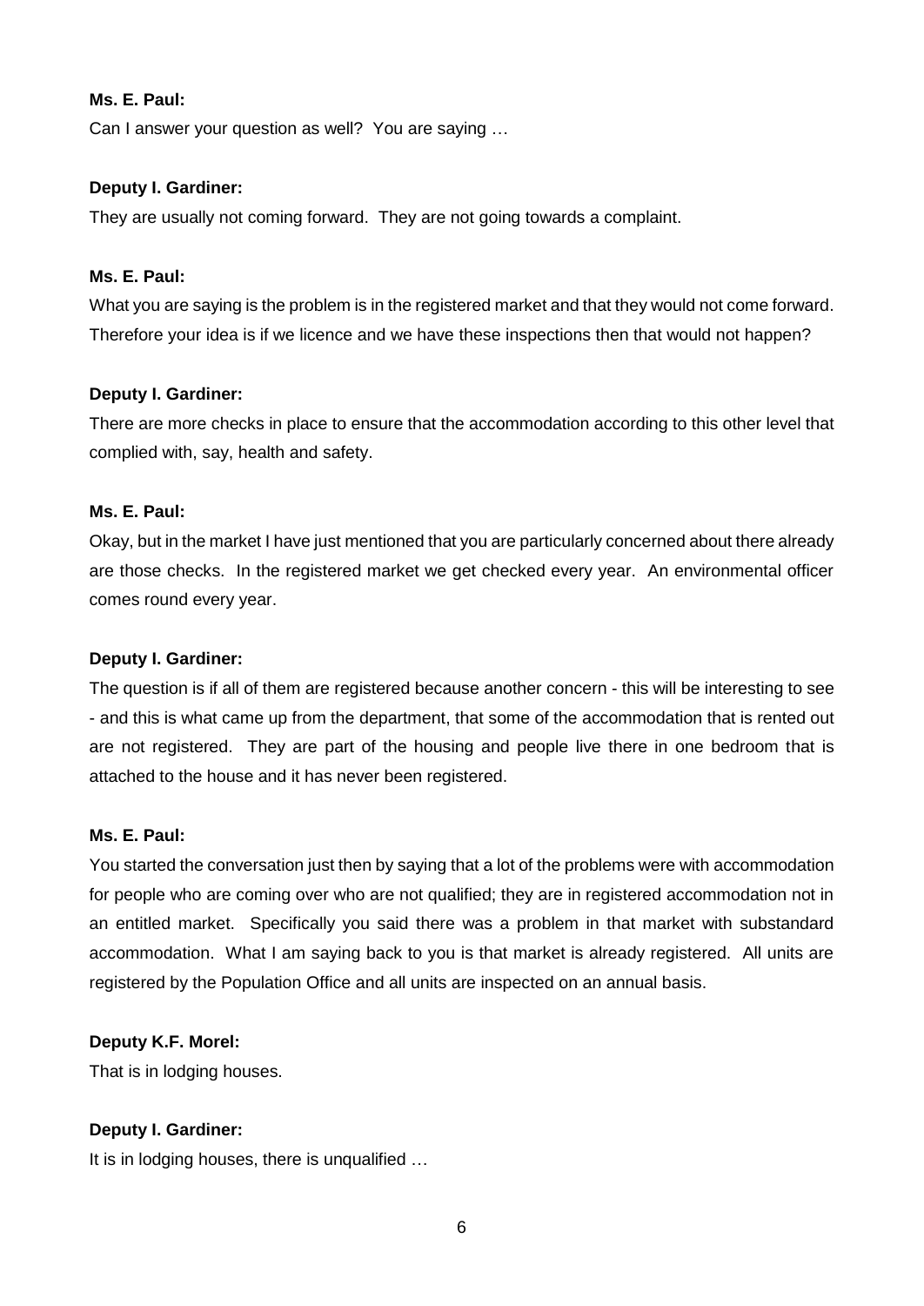**Ms. E. Paul:**

Can I answer your question as well? You are saying …

**Deputy I. Gardiner:**

They are usually not coming forward. They are not going towards a complaint.

**Ms. E. Paul:**

What you are saying is the problem is in the registered market and that they would not come forward. Therefore your idea is if we licence and we have these inspections then that would not happen?

**Deputy I. Gardiner:**

There are more checks in place to ensure that the accommodation according to this other level that complied with, say, health and safety.

**Ms. E. Paul:**

Okay, but in the market I have just mentioned that you are particularly concerned about there already are those checks. In the registered market we get checked every year. An environmental officer comes round every year.

**Deputy I. Gardiner:**

The question is if all of them are registered because another concern - this will be interesting to see - and this is what came up from the department, that some of the accommodation that is rented out are not registered. They are part of the housing and people live there in one bedroom that is attached to the house and it has never been registered.

**Ms. E. Paul:**

You started the conversation just then by saying that a lot of the problems were with accommodation for people who are coming over who are not qualified; they are in registered accommodation not in an entitled market. Specifically you said there was a problem in that market with substandard accommodation. What I am saying back to you is that market is already registered. All units are registered by the Population Office and all units are inspected on an annual basis.

**Deputy K.F. Morel:**

That is in lodging houses.

**Deputy I. Gardiner:**

It is in lodging houses, there is unqualified …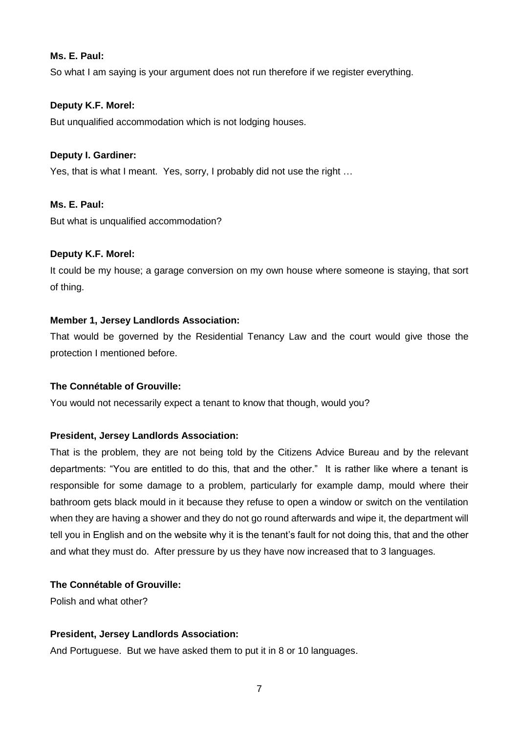**Ms. E. Paul:**

So what I am saying is your argument does not run therefore if we register everything.

**Deputy K.F. Morel:**

But unqualified accommodation which is not lodging houses.

**Deputy I. Gardiner:**

Yes, that is what I meant. Yes, sorry, I probably did not use the right …

**Ms. E. Paul:**

But what is unqualified accommodation?

**Deputy K.F. Morel:**

It could be my house; a garage conversion on my own house where someone is staying, that sort of thing.

**Member 1, Jersey Landlords Association:**

That would be governed by the Residential Tenancy Law and the court would give those the protection I mentioned before.

**The Connétable of Grouville:**

You would not necessarily expect a tenant to know that though, would you?

**President, Jersey Landlords Association:**

That is the problem, they are not being told by the Citizens Advice Bureau and by the relevant departments: "You are entitled to do this, that and the other." It is rather like where a tenant is responsible for some damage to a problem, particularly for example damp, mould where their bathroom gets black mould in it because they refuse to open a window or switch on the ventilation when they are having a shower and they do not go round afterwards and wipe it, the department will tell you in English and on the website why it is the tenant's fault for not doing this, that and the other and what they must do. After pressure by us they have now increased that to 3 languages.

**The Connétable of Grouville:**

Polish and what other?

**President, Jersey Landlords Association:**

And Portuguese. But we have asked them to put it in 8 or 10 languages.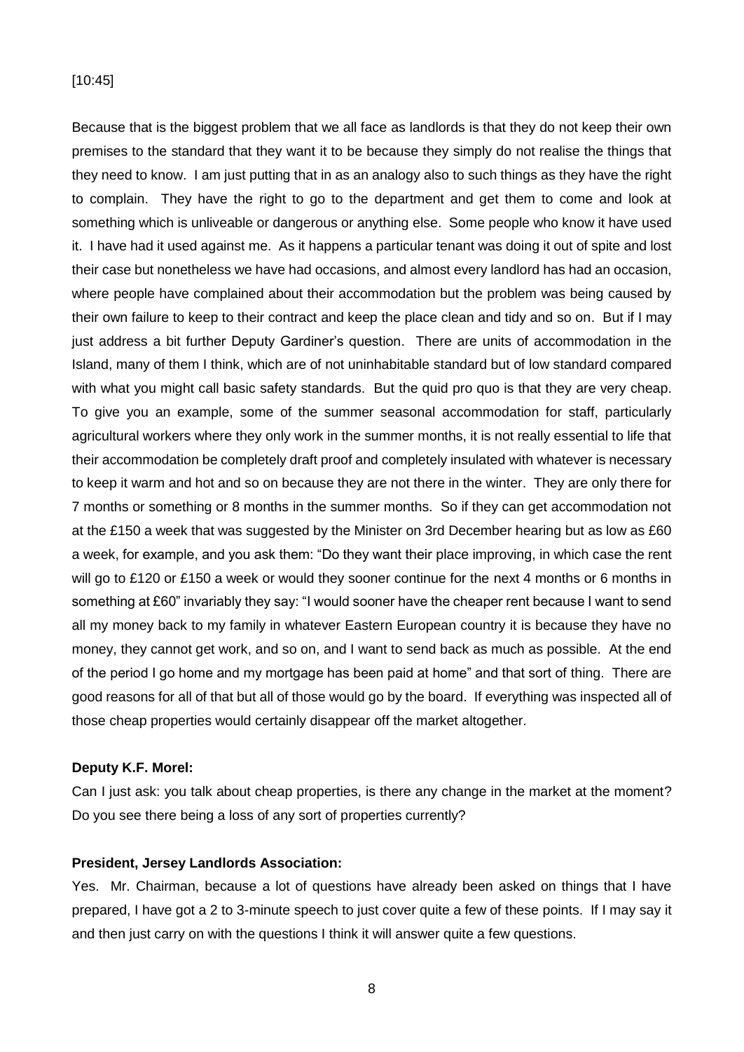[10:45]

Because that is the biggest problem that we all face as landlords is that they do not keep their own premises to the standard that they want it to be because they simply do not realise the things that they need to know. I am just putting that in as an analogy also to such things as they have the right to complain. They have the right to go to the department and get them to come and look at something which is unliveable or dangerous or anything else. Some people who know it have used it. I have had it used against me. As it happens a particular tenant was doing it out of spite and lost their case but nonetheless we have had occasions, and almost every landlord has had an occasion, where people have complained about their accommodation but the problem was being caused by their own failure to keep to their contract and keep the place clean and tidy and so on. But if I may just address a bit further Deputy Gardiner's question. There are units of accommodation in the Island, many of them I think, which are of not uninhabitable standard but of low standard compared with what you might call basic safety standards. But the quid pro quo is that they are very cheap. To give you an example, some of the summer seasonal accommodation for staff, particularly agricultural workers where they only work in the summer months, it is not really essential to life that their accommodation be completely draft proof and completely insulated with whatever is necessary to keep it warm and hot and so on because they are not there in the winter. They are only there for 7 months or something or 8 months in the summer months. So if they can get accommodation not at the £150 a week that was suggested by the Minister on 3rd December hearing but as low as £60 a week, for example, and you ask them: "Do they want their place improving, in which case the rent will go to £120 or £150 a week or would they sooner continue for the next 4 months or 6 months in something at £60" invariably they say: "I would sooner have the cheaper rent because I want to send all my money back to my family in whatever Eastern European country it is because they have no money, they cannot get work, and so on, and I want to send back as much as possible. At the end of the period I go home and my mortgage has been paid at home" and that sort of thing. There are good reasons for all of that but all of those would go by the board. If everything was inspected all of those cheap properties would certainly disappear off the market altogether.

**Deputy K.F. Morel:**

Can I just ask: you talk about cheap properties, is there any change in the market at the moment? Do you see there being a loss of any sort of properties currently?

**President, Jersey Landlords Association:**

Yes. Mr. Chairman, because a lot of questions have already been asked on things that I have prepared, I have got a 2 to 3-minute speech to just cover quite a few of these points. If I may say it and then just carry on with the questions I think it will answer quite a few questions.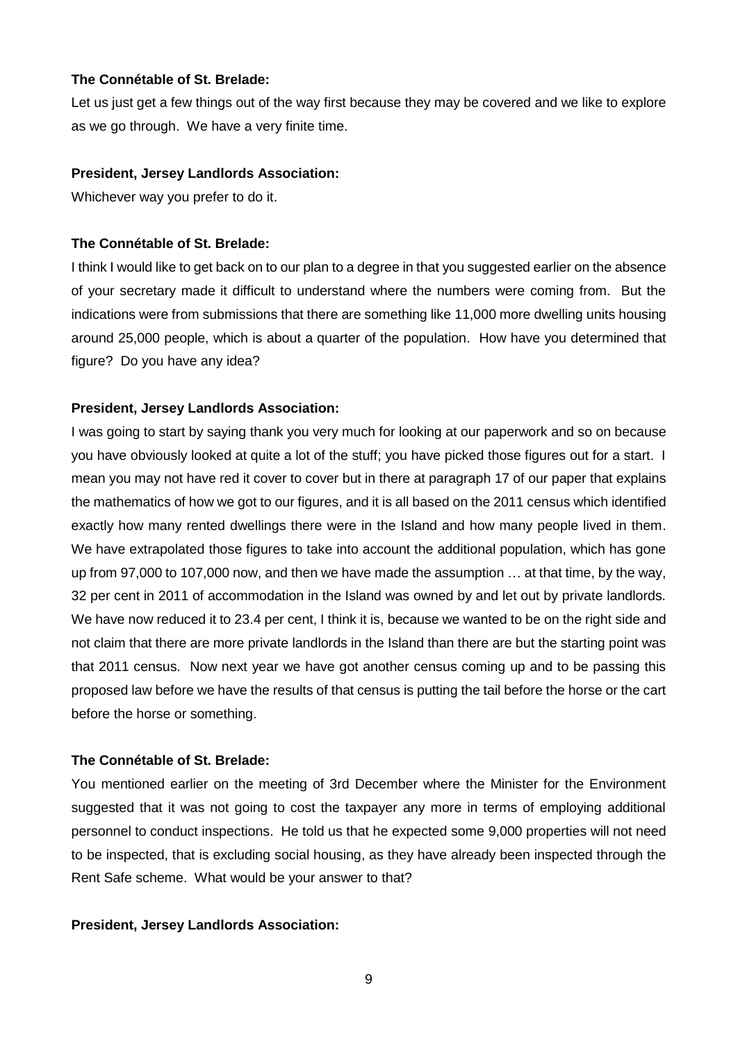**The Connétable of St. Brelade:**

Let us just get a few things out of the way first because they may be covered and we like to explore as we go through. We have a very finite time.

**President, Jersey Landlords Association:**

Whichever way you prefer to do it.

**The Connétable of St. Brelade:**

I think I would like to get back on to our plan to a degree in that you suggested earlier on the absence of your secretary made it difficult to understand where the numbers were coming from. But the indications were from submissions that there are something like 11,000 more dwelling units housing around 25,000 people, which is about a quarter of the population. How have you determined that figure? Do you have any idea?

**President, Jersey Landlords Association:**

I was going to start by saying thank you very much for looking at our paperwork and so on because you have obviously looked at quite a lot of the stuff; you have picked those figures out for a start. I mean you may not have red it cover to cover but in there at paragraph 17 of our paper that explains the mathematics of how we got to our figures, and it is all based on the 2011 census which identified exactly how many rented dwellings there were in the Island and how many people lived in them. We have extrapolated those figures to take into account the additional population, which has gone up from 97,000 to 107,000 now, and then we have made the assumption … at that time, by the way, 32 per cent in 2011 of accommodation in the Island was owned by and let out by private landlords. We have now reduced it to 23.4 per cent, I think it is, because we wanted to be on the right side and not claim that there are more private landlords in the Island than there are but the starting point was that 2011 census. Now next year we have got another census coming up and to be passing this proposed law before we have the results of that census is putting the tail before the horse or the cart before the horse or something.

**The Connétable of St. Brelade:**

You mentioned earlier on the meeting of 3rd December where the Minister for the Environment suggested that it was not going to cost the taxpayer any more in terms of employing additional personnel to conduct inspections. He told us that he expected some 9,000 properties will not need to be inspected, that is excluding social housing, as they have already been inspected through the Rent Safe scheme. What would be your answer to that?

**President, Jersey Landlords Association:**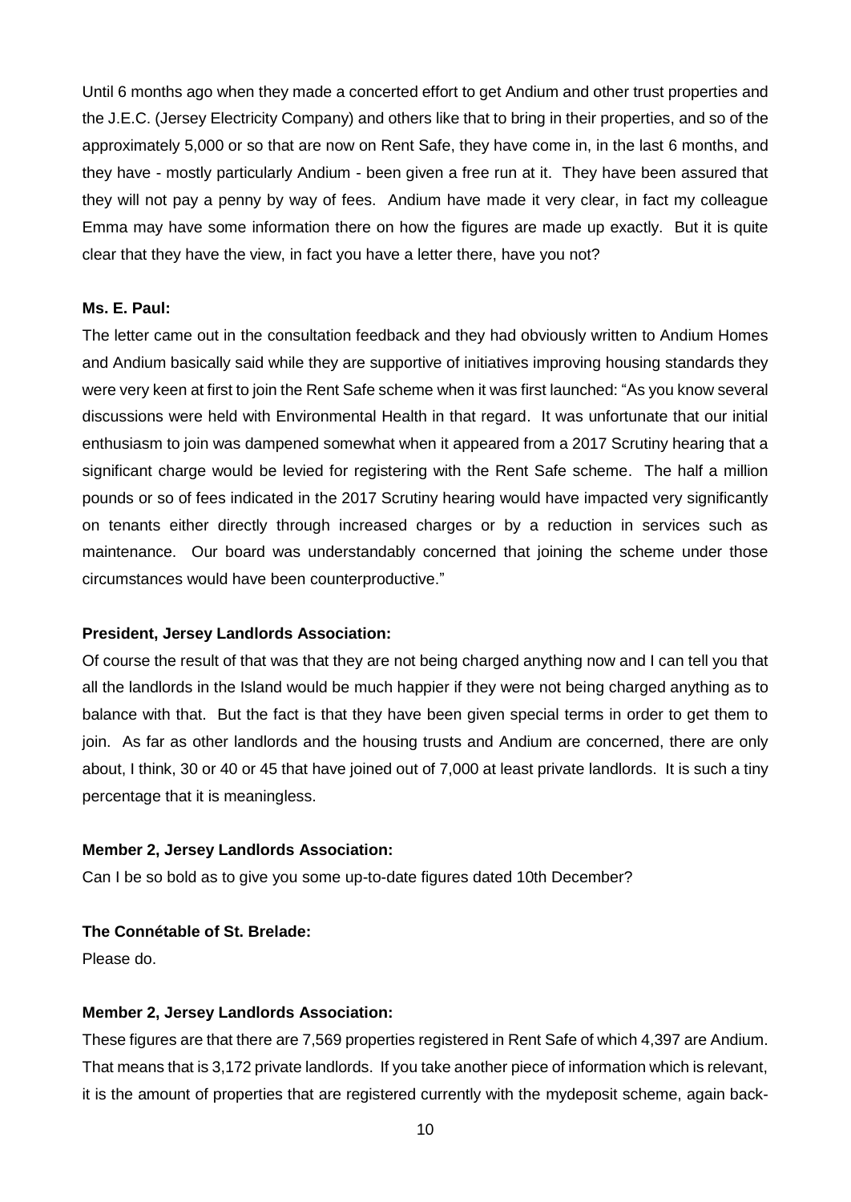Until 6 months ago when they made a concerted effort to get Andium and other trust properties and the J.E.C. (Jersey Electricity Company) and others like that to bring in their properties, and so of the approximately 5,000 or so that are now on Rent Safe, they have come in, in the last 6 months, and they have - mostly particularly Andium - been given a free run at it. They have been assured that they will not pay a penny by way of fees. Andium have made it very clear, in fact my colleague Emma may have some information there on how the figures are made up exactly. But it is quite clear that they have the view, in fact you have a letter there, have you not?

**Ms. E. Paul:**

The letter came out in the consultation feedback and they had obviously written to Andium Homes and Andium basically said while they are supportive of initiatives improving housing standards they were very keen at first to join the Rent Safe scheme when it was first launched: "As you know several discussions were held with Environmental Health in that regard. It was unfortunate that our initial enthusiasm to join was dampened somewhat when it appeared from a 2017 Scrutiny hearing that a significant charge would be levied for registering with the Rent Safe scheme. The half a million pounds or so of fees indicated in the 2017 Scrutiny hearing would have impacted very significantly on tenants either directly through increased charges or by a reduction in services such as maintenance. Our board was understandably concerned that joining the scheme under those circumstances would have been counterproductive."

**President, Jersey Landlords Association:**

Of course the result of that was that they are not being charged anything now and I can tell you that all the landlords in the Island would be much happier if they were not being charged anything as to balance with that. But the fact is that they have been given special terms in order to get them to join. As far as other landlords and the housing trusts and Andium are concerned, there are only about, I think, 30 or 40 or 45 that have joined out of 7,000 at least private landlords. It is such a tiny percentage that it is meaningless.

**Member 2, Jersey Landlords Association:**

Can I be so bold as to give you some up-to-date figures dated 10th December?

**The Connétable of St. Brelade:**

Please do.

**Member 2, Jersey Landlords Association:**

These figures are that there are 7,569 properties registered in Rent Safe of which 4,397 are Andium. That means that is 3,172 private landlords. If you take another piece of information which is relevant, it is the amount of properties that are registered currently with the mydeposit scheme, again back-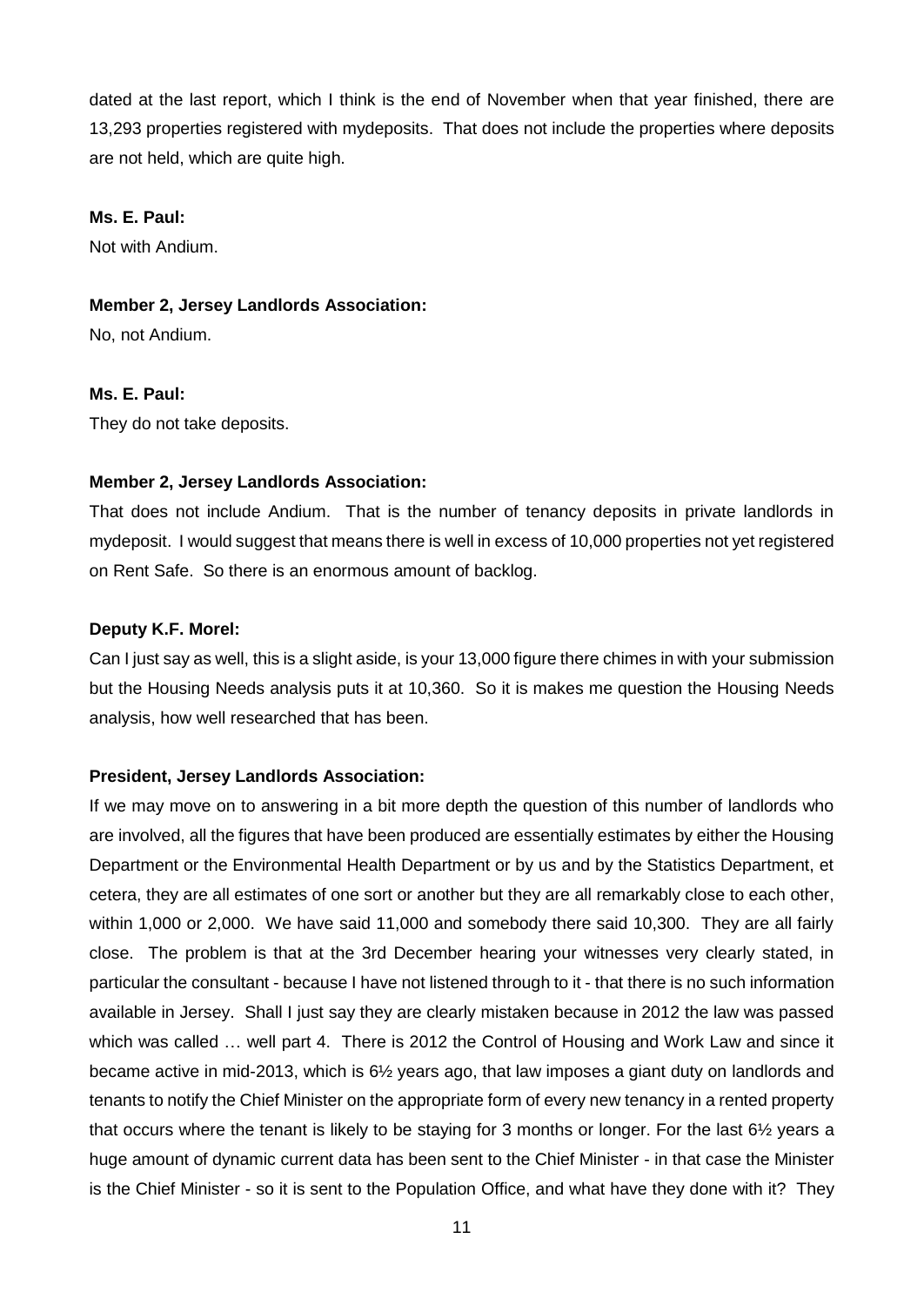dated at the last report, which I think is the end of November when that year finished, there are 13,293 properties registered with mydeposits. That does not include the properties where deposits are not held, which are quite high.

**Ms. E. Paul:**

Not with Andium.

**Member 2, Jersey Landlords Association:**

No, not Andium.

**Ms. E. Paul:**

They do not take deposits.

**Member 2, Jersey Landlords Association:**

That does not include Andium. That is the number of tenancy deposits in private landlords in mydeposit. I would suggest that means there is well in excess of 10,000 properties not yet registered on Rent Safe. So there is an enormous amount of backlog.

**Deputy K.F. Morel:**

Can I just say as well, this is a slight aside, is your 13,000 figure there chimes in with your submission but the Housing Needs analysis puts it at 10,360. So it is makes me question the Housing Needs analysis, how well researched that has been.

**President, Jersey Landlords Association:**

If we may move on to answering in a bit more depth the question of this number of landlords who are involved, all the figures that have been produced are essentially estimates by either the Housing Department or the Environmental Health Department or by us and by the Statistics Department, et cetera, they are all estimates of one sort or another but they are all remarkably close to each other, within 1,000 or 2,000. We have said 11,000 and somebody there said 10,300. They are all fairly close. The problem is that at the 3rd December hearing your witnesses very clearly stated, in particular the consultant - because I have not listened through to it - that there is no such information available in Jersey. Shall I just say they are clearly mistaken because in 2012 the law was passed which was called … well part 4. There is 2012 the Control of Housing and Work Law and since it became active in mid-2013, which is 6½ years ago, that law imposes a giant duty on landlords and tenants to notify the Chief Minister on the appropriate form of every new tenancy in a rented property that occurs where the tenant is likely to be staying for 3 months or longer. For the last 6½ years a huge amount of dynamic current data has been sent to the Chief Minister - in that case the Minister is the Chief Minister - so it is sent to the Population Office, and what have they done with it? They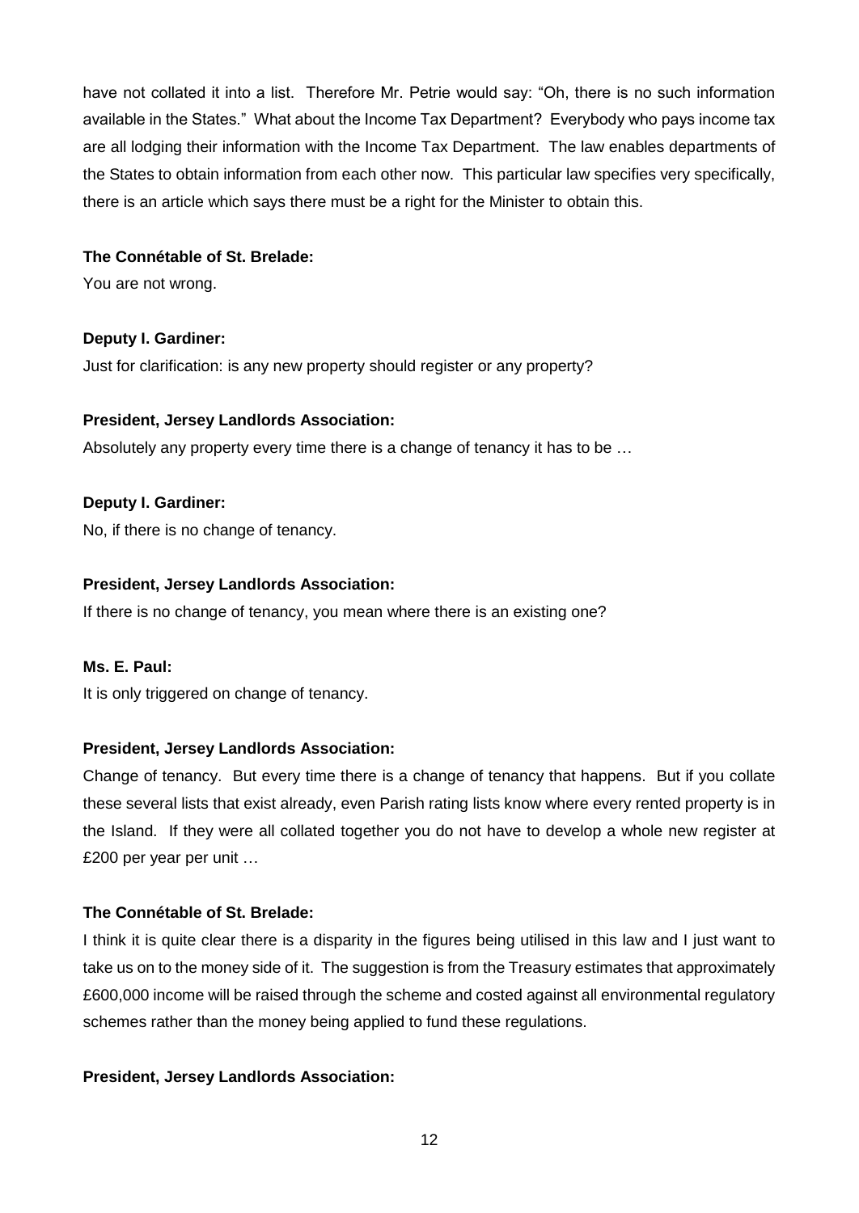have not collated it into a list. Therefore Mr. Petrie would say: "Oh, there is no such information available in the States." What about the Income Tax Department? Everybody who pays income tax are all lodging their information with the Income Tax Department. The law enables departments of the States to obtain information from each other now. This particular law specifies very specifically, there is an article which says there must be a right for the Minister to obtain this.

**The Connétable of St. Brelade:**

You are not wrong.

**Deputy I. Gardiner:**

Just for clarification: is any new property should register or any property?

**President, Jersey Landlords Association:**

Absolutely any property every time there is a change of tenancy it has to be …

**Deputy I. Gardiner:**

No, if there is no change of tenancy.

**President, Jersey Landlords Association:**

If there is no change of tenancy, you mean where there is an existing one?

**Ms. E. Paul:**

It is only triggered on change of tenancy.

**President, Jersey Landlords Association:**

Change of tenancy. But every time there is a change of tenancy that happens. But if you collate these several lists that exist already, even Parish rating lists know where every rented property is in the Island. If they were all collated together you do not have to develop a whole new register at £200 per year per unit …

**The Connétable of St. Brelade:**

I think it is quite clear there is a disparity in the figures being utilised in this law and I just want to take us on to the money side of it. The suggestion is from the Treasury estimates that approximately £600,000 income will be raised through the scheme and costed against all environmental regulatory schemes rather than the money being applied to fund these regulations.

**President, Jersey Landlords Association:**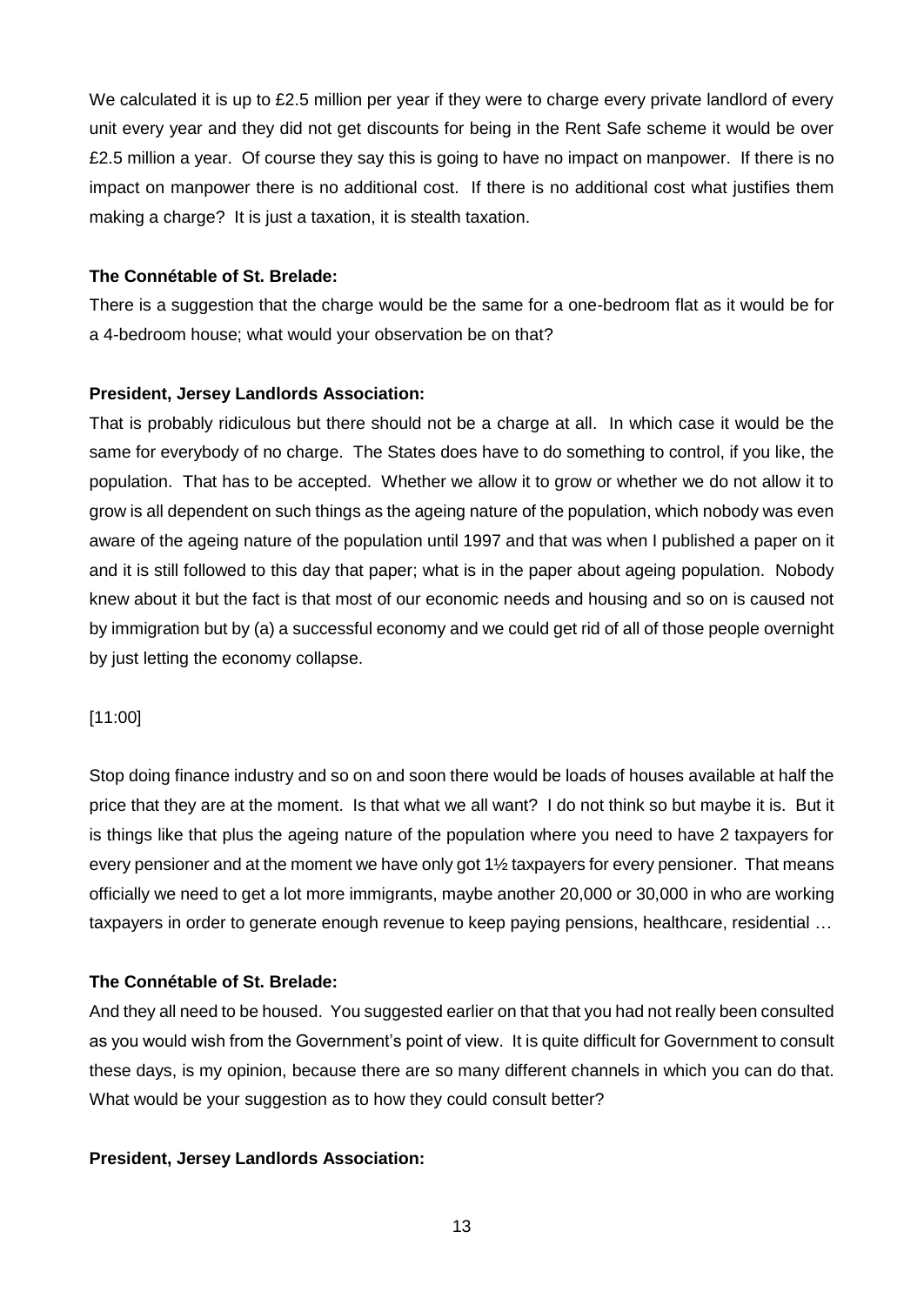We calculated it is up to £2.5 million per year if they were to charge every private landlord of every unit every year and they did not get discounts for being in the Rent Safe scheme it would be over £2.5 million a year. Of course they say this is going to have no impact on manpower. If there is no impact on manpower there is no additional cost. If there is no additional cost what justifies them making a charge? It is just a taxation, it is stealth taxation.

**The Connétable of St. Brelade:**

There is a suggestion that the charge would be the same for a one-bedroom flat as it would be for a 4-bedroom house; what would your observation be on that?

**President, Jersey Landlords Association:**

That is probably ridiculous but there should not be a charge at all. In which case it would be the same for everybody of no charge. The States does have to do something to control, if you like, the population. That has to be accepted. Whether we allow it to grow or whether we do not allow it to grow is all dependent on such things as the ageing nature of the population, which nobody was even aware of the ageing nature of the population until 1997 and that was when I published a paper on it and it is still followed to this day that paper; what is in the paper about ageing population. Nobody knew about it but the fact is that most of our economic needs and housing and so on is caused not by immigration but by (a) a successful economy and we could get rid of all of those people overnight by just letting the economy collapse.

[11:00]

Stop doing finance industry and so on and soon there would be loads of houses available at half the price that they are at the moment. Is that what we all want? I do not think so but maybe it is. But it is things like that plus the ageing nature of the population where you need to have 2 taxpayers for every pensioner and at the moment we have only got 1½ taxpayers for every pensioner. That means officially we need to get a lot more immigrants, maybe another 20,000 or 30,000 in who are working taxpayers in order to generate enough revenue to keep paying pensions, healthcare, residential …

**The Connétable of St. Brelade:**

And they all need to be housed. You suggested earlier on that that you had not really been consulted as you would wish from the Government's point of view. It is quite difficult for Government to consult these days, is my opinion, because there are so many different channels in which you can do that. What would be your suggestion as to how they could consult better?

**President, Jersey Landlords Association:**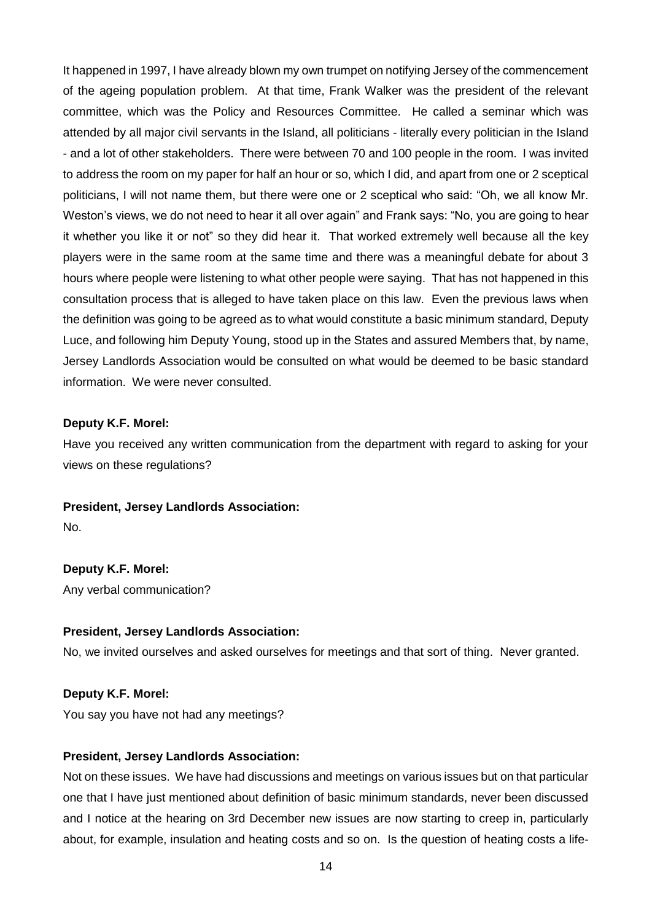It happened in 1997, I have already blown my own trumpet on notifying Jersey of the commencement of the ageing population problem. At that time, Frank Walker was the president of the relevant committee, which was the Policy and Resources Committee. He called a seminar which was attended by all major civil servants in the Island, all politicians - literally every politician in the Island - and a lot of other stakeholders. There were between 70 and 100 people in the room. I was invited to address the room on my paper for half an hour or so, which I did, and apart from one or 2 sceptical politicians, I will not name them, but there were one or 2 sceptical who said: "Oh, we all know Mr. Weston's views, we do not need to hear it all over again" and Frank says: "No, you are going to hear it whether you like it or not" so they did hear it. That worked extremely well because all the key players were in the same room at the same time and there was a meaningful debate for about 3 hours where people were listening to what other people were saying. That has not happened in this consultation process that is alleged to have taken place on this law. Even the previous laws when the definition was going to be agreed as to what would constitute a basic minimum standard, Deputy Luce, and following him Deputy Young, stood up in the States and assured Members that, by name, Jersey Landlords Association would be consulted on what would be deemed to be basic standard information. We were never consulted.

**Deputy K.F. Morel:**

Have you received any written communication from the department with regard to asking for your views on these regulations?

**President, Jersey Landlords Association:**

No.

**Deputy K.F. Morel:**

Any verbal communication?

**President, Jersey Landlords Association:**

No, we invited ourselves and asked ourselves for meetings and that sort of thing. Never granted.

**Deputy K.F. Morel:**

You say you have not had any meetings?

**President, Jersey Landlords Association:**

Not on these issues. We have had discussions and meetings on various issues but on that particular one that I have just mentioned about definition of basic minimum standards, never been discussed and I notice at the hearing on 3rd December new issues are now starting to creep in, particularly about, for example, insulation and heating costs and so on. Is the question of heating costs a life-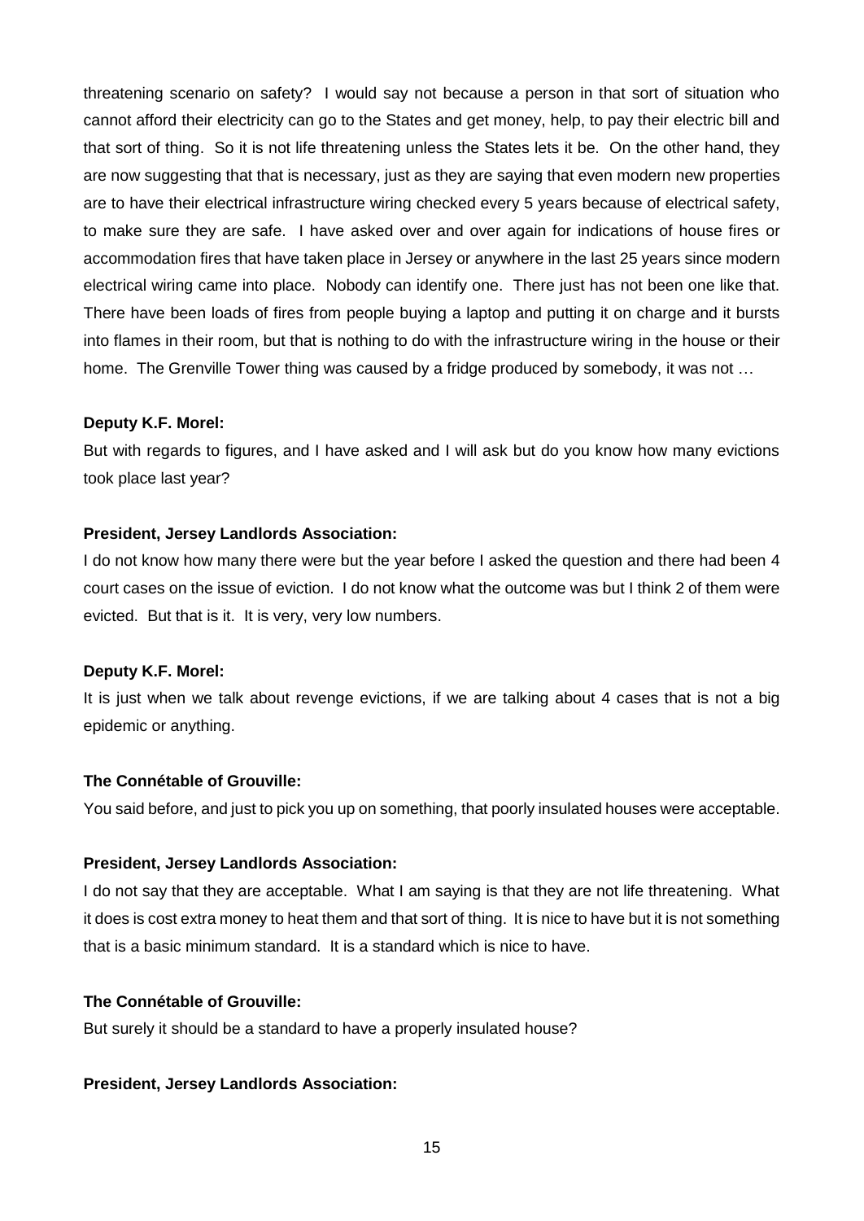threatening scenario on safety? I would say not because a person in that sort of situation who cannot afford their electricity can go to the States and get money, help, to pay their electric bill and that sort of thing. So it is not life threatening unless the States lets it be. On the other hand, they are now suggesting that that is necessary, just as they are saying that even modern new properties are to have their electrical infrastructure wiring checked every 5 years because of electrical safety, to make sure they are safe. I have asked over and over again for indications of house fires or accommodation fires that have taken place in Jersey or anywhere in the last 25 years since modern electrical wiring came into place. Nobody can identify one. There just has not been one like that. There have been loads of fires from people buying a laptop and putting it on charge and it bursts into flames in their room, but that is nothing to do with the infrastructure wiring in the house or their home. The Grenville Tower thing was caused by a fridge produced by somebody, it was not …

**Deputy K.F. Morel:**

But with regards to figures, and I have asked and I will ask but do you know how many evictions took place last year?

**President, Jersey Landlords Association:**

I do not know how many there were but the year before I asked the question and there had been 4 court cases on the issue of eviction. I do not know what the outcome was but I think 2 of them were evicted. But that is it. It is very, very low numbers.

**Deputy K.F. Morel:**

It is just when we talk about revenge evictions, if we are talking about 4 cases that is not a big epidemic or anything.

**The Connétable of Grouville:**

You said before, and just to pick you up on something, that poorly insulated houses were acceptable.

**President, Jersey Landlords Association:**

I do not say that they are acceptable. What I am saying is that they are not life threatening. What it does is cost extra money to heat them and that sort of thing. It is nice to have but it is not something that is a basic minimum standard. It is a standard which is nice to have.

**The Connétable of Grouville:**

But surely it should be a standard to have a properly insulated house?

**President, Jersey Landlords Association:**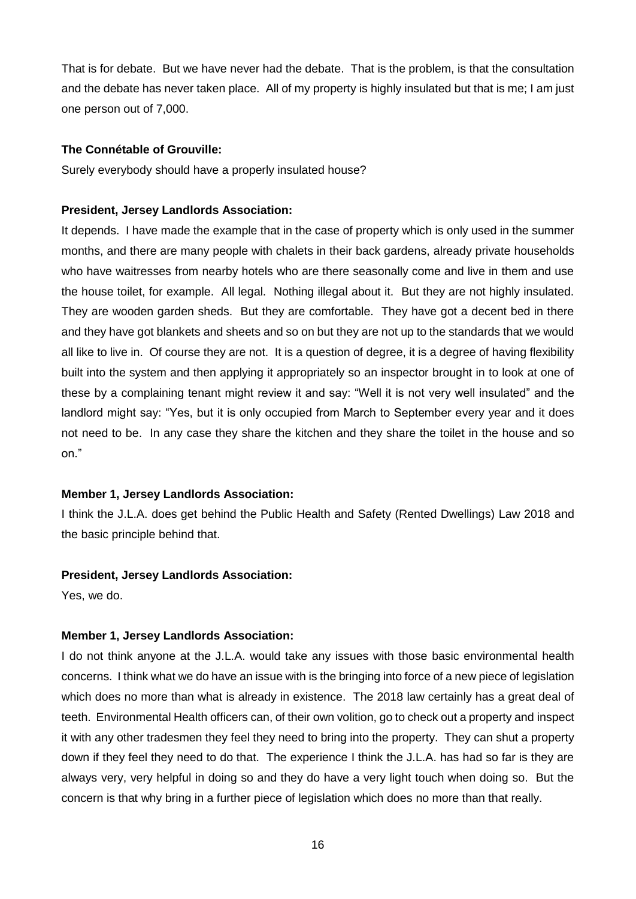That is for debate. But we have never had the debate. That is the problem, is that the consultation and the debate has never taken place. All of my property is highly insulated but that is me; I am just one person out of 7,000.

**The Connétable of Grouville:**

Surely everybody should have a properly insulated house?

**President, Jersey Landlords Association:**

It depends. I have made the example that in the case of property which is only used in the summer months, and there are many people with chalets in their back gardens, already private households who have waitresses from nearby hotels who are there seasonally come and live in them and use the house toilet, for example. All legal. Nothing illegal about it. But they are not highly insulated. They are wooden garden sheds. But they are comfortable. They have got a decent bed in there and they have got blankets and sheets and so on but they are not up to the standards that we would all like to live in. Of course they are not. It is a question of degree, it is a degree of having flexibility built into the system and then applying it appropriately so an inspector brought in to look at one of these by a complaining tenant might review it and say: "Well it is not very well insulated" and the landlord might say: "Yes, but it is only occupied from March to September every year and it does not need to be. In any case they share the kitchen and they share the toilet in the house and so on."

**Member 1, Jersey Landlords Association:**

I think the J.L.A. does get behind the Public Health and Safety (Rented Dwellings) Law 2018 and the basic principle behind that.

**President, Jersey Landlords Association:**

Yes, we do.

**Member 1, Jersey Landlords Association:**

I do not think anyone at the J.L.A. would take any issues with those basic environmental health concerns. I think what we do have an issue with is the bringing into force of a new piece of legislation which does no more than what is already in existence. The 2018 law certainly has a great deal of teeth. Environmental Health officers can, of their own volition, go to check out a property and inspect it with any other tradesmen they feel they need to bring into the property. They can shut a property down if they feel they need to do that. The experience I think the J.L.A. has had so far is they are always very, very helpful in doing so and they do have a very light touch when doing so. But the concern is that why bring in a further piece of legislation which does no more than that really.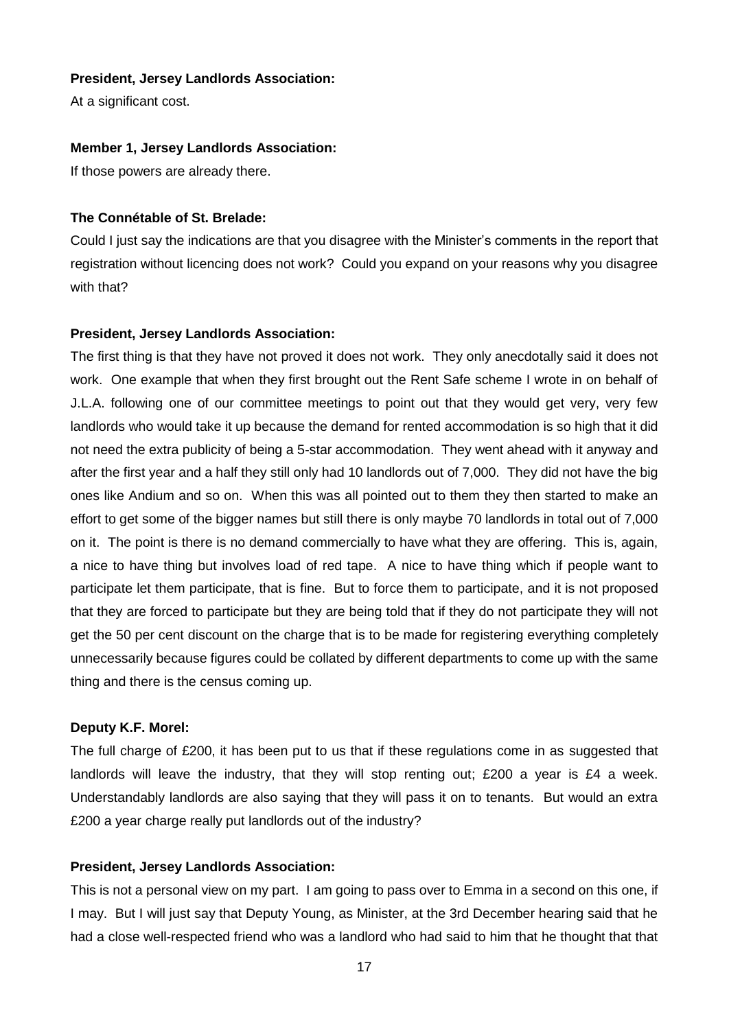**President, Jersey Landlords Association:**

At a significant cost.

**Member 1, Jersey Landlords Association:**

If those powers are already there.

**The Connétable of St. Brelade:**

Could I just say the indications are that you disagree with the Minister's comments in the report that registration without licencing does not work? Could you expand on your reasons why you disagree with that?

**President, Jersey Landlords Association:**

The first thing is that they have not proved it does not work. They only anecdotally said it does not work. One example that when they first brought out the Rent Safe scheme I wrote in on behalf of J.L.A. following one of our committee meetings to point out that they would get very, very few landlords who would take it up because the demand for rented accommodation is so high that it did not need the extra publicity of being a 5-star accommodation. They went ahead with it anyway and after the first year and a half they still only had 10 landlords out of 7,000. They did not have the big ones like Andium and so on. When this was all pointed out to them they then started to make an effort to get some of the bigger names but still there is only maybe 70 landlords in total out of 7,000 on it. The point is there is no demand commercially to have what they are offering. This is, again, a nice to have thing but involves load of red tape. A nice to have thing which if people want to participate let them participate, that is fine. But to force them to participate, and it is not proposed that they are forced to participate but they are being told that if they do not participate they will not get the 50 per cent discount on the charge that is to be made for registering everything completely unnecessarily because figures could be collated by different departments to come up with the same thing and there is the census coming up.

**Deputy K.F. Morel:**

The full charge of £200, it has been put to us that if these regulations come in as suggested that landlords will leave the industry, that they will stop renting out; £200 a year is £4 a week. Understandably landlords are also saying that they will pass it on to tenants. But would an extra £200 a year charge really put landlords out of the industry?

**President, Jersey Landlords Association:**

This is not a personal view on my part. I am going to pass over to Emma in a second on this one, if I may. But I will just say that Deputy Young, as Minister, at the 3rd December hearing said that he had a close well-respected friend who was a landlord who had said to him that he thought that that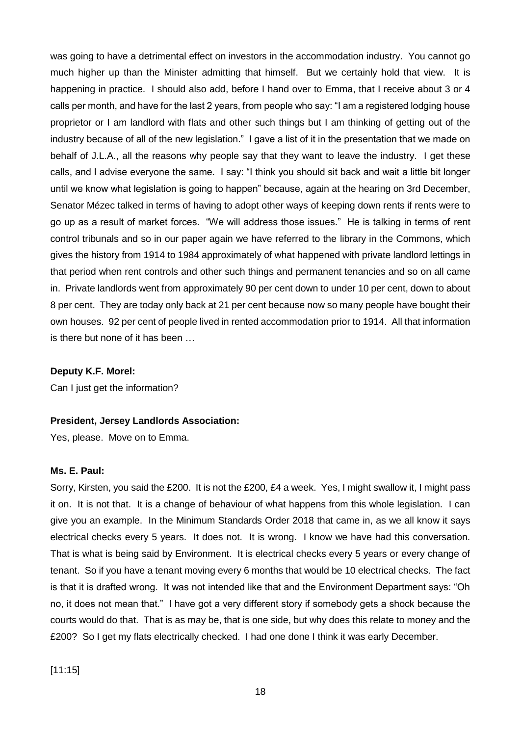was going to have a detrimental effect on investors in the accommodation industry. You cannot go much higher up than the Minister admitting that himself. But we certainly hold that view. It is happening in practice. I should also add, before I hand over to Emma, that I receive about 3 or 4 calls per month, and have for the last 2 years, from people who say: "I am a registered lodging house proprietor or I am landlord with flats and other such things but I am thinking of getting out of the industry because of all of the new legislation." I gave a list of it in the presentation that we made on behalf of J.L.A., all the reasons why people say that they want to leave the industry. I get these calls, and I advise everyone the same. I say: "I think you should sit back and wait a little bit longer until we know what legislation is going to happen" because, again at the hearing on 3rd December, Senator Mézec talked in terms of having to adopt other ways of keeping down rents if rents were to go up as a result of market forces. "We will address those issues." He is talking in terms of rent control tribunals and so in our paper again we have referred to the library in the Commons, which gives the history from 1914 to 1984 approximately of what happened with private landlord lettings in that period when rent controls and other such things and permanent tenancies and so on all came in. Private landlords went from approximately 90 per cent down to under 10 per cent, down to about 8 per cent. They are today only back at 21 per cent because now so many people have bought their own houses. 92 per cent of people lived in rented accommodation prior to 1914. All that information is there but none of it has been …

**Deputy K.F. Morel:**

Can I just get the information?

**President, Jersey Landlords Association:**

Yes, please. Move on to Emma.

**Ms. E. Paul:**

Sorry, Kirsten, you said the £200. It is not the £200, £4 a week. Yes, I might swallow it, I might pass it on. It is not that. It is a change of behaviour of what happens from this whole legislation. I can give you an example. In the Minimum Standards Order 2018 that came in, as we all know it says electrical checks every 5 years. It does not. It is wrong. I know we have had this conversation. That is what is being said by Environment. It is electrical checks every 5 years or every change of tenant. So if you have a tenant moving every 6 months that would be 10 electrical checks. The fact is that it is drafted wrong. It was not intended like that and the Environment Department says: "Oh no, it does not mean that." I have got a very different story if somebody gets a shock because the courts would do that. That is as may be, that is one side, but why does this relate to money and the £200? So I get my flats electrically checked. I had one done I think it was early December.

[11:15]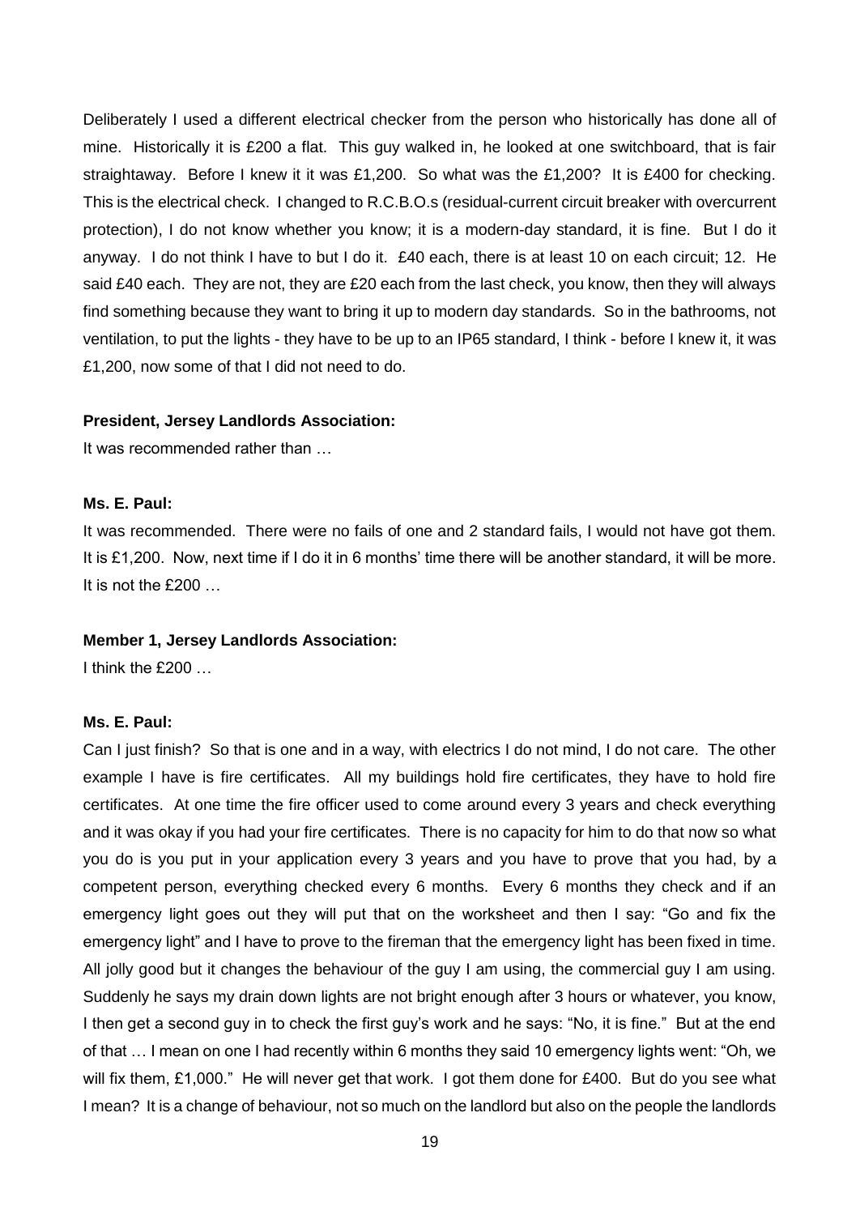Deliberately I used a different electrical checker from the person who historically has done all of mine. Historically it is £200 a flat. This guy walked in, he looked at one switchboard, that is fair straightaway. Before I knew it it was £1,200. So what was the £1,200? It is £400 for checking. This is the electrical check. I changed to R.C.B.O.s (residual-current circuit breaker with overcurrent protection), I do not know whether you know; it is a modern-day standard, it is fine. But I do it anyway. I do not think I have to but I do it. £40 each, there is at least 10 on each circuit; 12. He said £40 each. They are not, they are £20 each from the last check, you know, then they will always find something because they want to bring it up to modern day standards. So in the bathrooms, not ventilation, to put the lights - they have to be up to an IP65 standard, I think - before I knew it, it was £1,200, now some of that I did not need to do.

**President, Jersey Landlords Association:**

It was recommended rather than …

**Ms. E. Paul:**

It was recommended. There were no fails of one and 2 standard fails, I would not have got them. It is £1,200. Now, next time if I do it in 6 months' time there will be another standard, it will be more. It is not the £200 …

**Member 1, Jersey Landlords Association:**

I think the £200 …

**Ms. E. Paul:**

Can I just finish? So that is one and in a way, with electrics I do not mind, I do not care. The other example I have is fire certificates. All my buildings hold fire certificates, they have to hold fire certificates. At one time the fire officer used to come around every 3 years and check everything and it was okay if you had your fire certificates. There is no capacity for him to do that now so what you do is you put in your application every 3 years and you have to prove that you had, by a competent person, everything checked every 6 months. Every 6 months they check and if an emergency light goes out they will put that on the worksheet and then I say: "Go and fix the emergency light" and I have to prove to the fireman that the emergency light has been fixed in time. All jolly good but it changes the behaviour of the guy I am using, the commercial guy I am using. Suddenly he says my drain down lights are not bright enough after 3 hours or whatever, you know, I then get a second guy in to check the first guy's work and he says: "No, it is fine." But at the end of that … I mean on one I had recently within 6 months they said 10 emergency lights went: "Oh, we will fix them, £1,000." He will never get that work. I got them done for £400. But do you see what I mean? It is a change of behaviour, not so much on the landlord but also on the people the landlords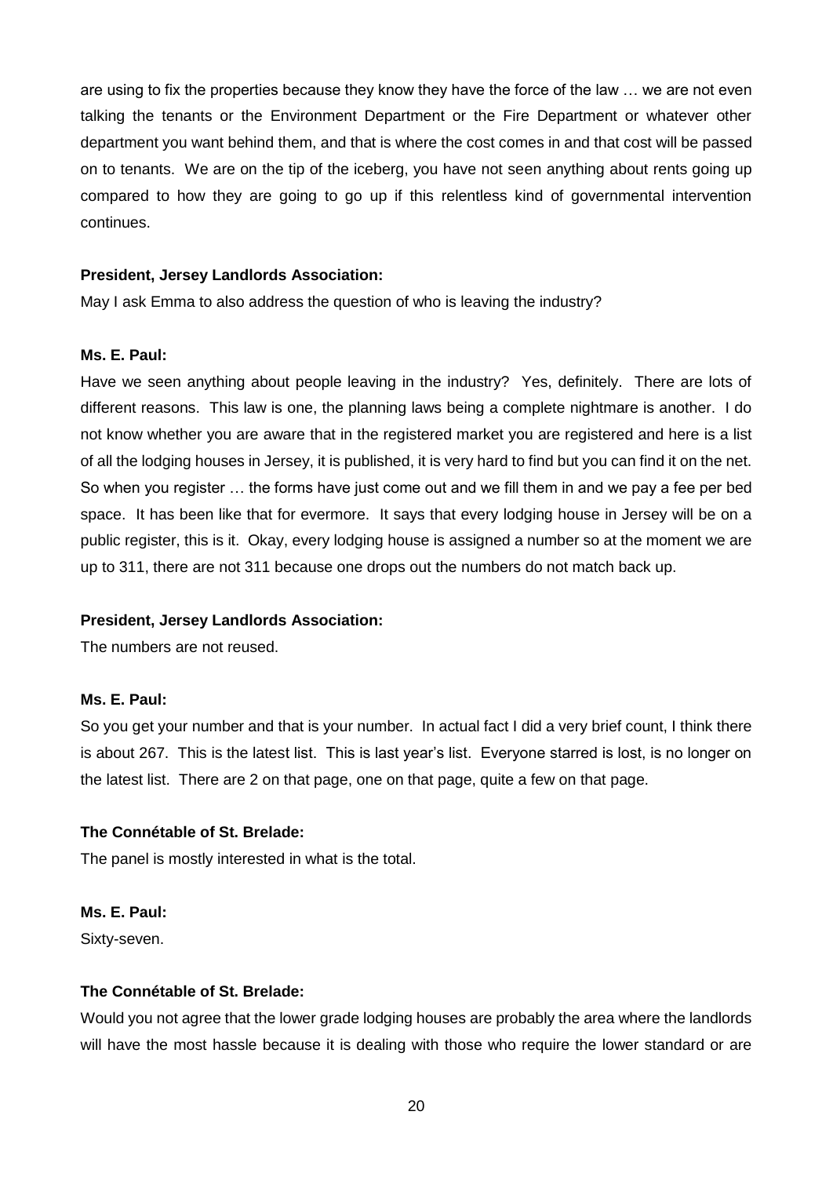are using to fix the properties because they know they have the force of the law … we are not even talking the tenants or the Environment Department or the Fire Department or whatever other department you want behind them, and that is where the cost comes in and that cost will be passed on to tenants. We are on the tip of the iceberg, you have not seen anything about rents going up compared to how they are going to go up if this relentless kind of governmental intervention continues.

**President, Jersey Landlords Association:**

May I ask Emma to also address the question of who is leaving the industry?

**Ms. E. Paul:**

Have we seen anything about people leaving in the industry? Yes, definitely. There are lots of different reasons. This law is one, the planning laws being a complete nightmare is another. I do not know whether you are aware that in the registered market you are registered and here is a list of all the lodging houses in Jersey, it is published, it is very hard to find but you can find it on the net. So when you register … the forms have just come out and we fill them in and we pay a fee per bed space. It has been like that for evermore. It says that every lodging house in Jersey will be on a public register, this is it. Okay, every lodging house is assigned a number so at the moment we are up to 311, there are not 311 because one drops out the numbers do not match back up.

**President, Jersey Landlords Association:**

The numbers are not reused.

**Ms. E. Paul:**

So you get your number and that is your number. In actual fact I did a very brief count, I think there is about 267. This is the latest list. This is last year's list. Everyone starred is lost, is no longer on the latest list. There are 2 on that page, one on that page, quite a few on that page.

**The Connétable of St. Brelade:**

The panel is mostly interested in what is the total.

**Ms. E. Paul:**

Sixty-seven.

**The Connétable of St. Brelade:**

Would you not agree that the lower grade lodging houses are probably the area where the landlords will have the most hassle because it is dealing with those who require the lower standard or are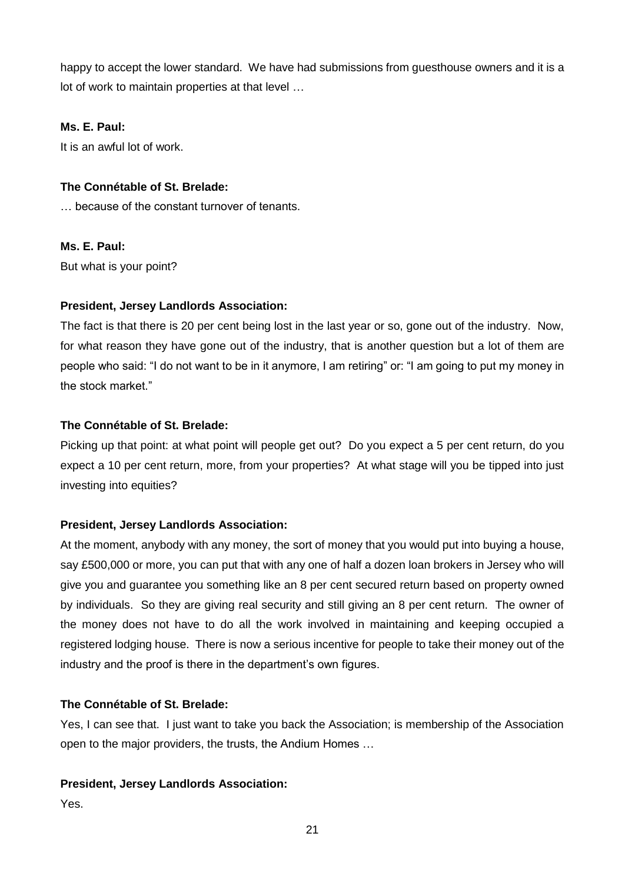happy to accept the lower standard. We have had submissions from guesthouse owners and it is a lot of work to maintain properties at that level …

**Ms. E. Paul:**

It is an awful lot of work.

**The Connétable of St. Brelade:**

… because of the constant turnover of tenants.

**Ms. E. Paul:**

But what is your point?

**President, Jersey Landlords Association:**

The fact is that there is 20 per cent being lost in the last year or so, gone out of the industry. Now, for what reason they have gone out of the industry, that is another question but a lot of them are people who said: "I do not want to be in it anymore, I am retiring" or: "I am going to put my money in the stock market."

**The Connétable of St. Brelade:**

Picking up that point: at what point will people get out? Do you expect a 5 per cent return, do you expect a 10 per cent return, more, from your properties? At what stage will you be tipped into just investing into equities?

**President, Jersey Landlords Association:**

At the moment, anybody with any money, the sort of money that you would put into buying a house, say £500,000 or more, you can put that with any one of half a dozen loan brokers in Jersey who will give you and guarantee you something like an 8 per cent secured return based on property owned by individuals. So they are giving real security and still giving an 8 per cent return. The owner of the money does not have to do all the work involved in maintaining and keeping occupied a registered lodging house. There is now a serious incentive for people to take their money out of the industry and the proof is there in the department's own figures.

**The Connétable of St. Brelade:**

Yes, I can see that. I just want to take you back the Association; is membership of the Association open to the major providers, the trusts, the Andium Homes …

**President, Jersey Landlords Association:**

Yes.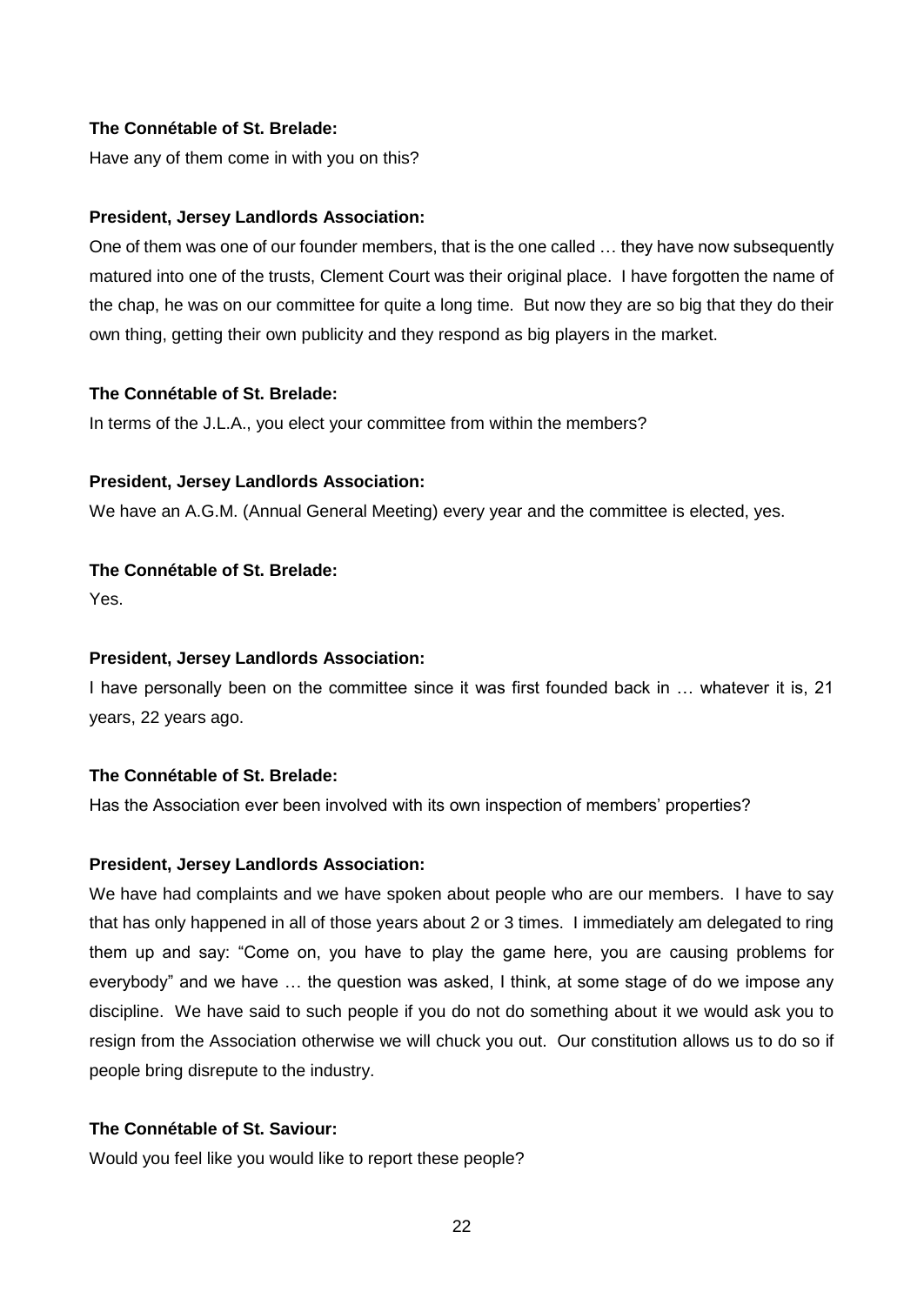**The Connétable of St. Brelade:**

Have any of them come in with you on this?

**President, Jersey Landlords Association:**

One of them was one of our founder members, that is the one called … they have now subsequently matured into one of the trusts, Clement Court was their original place. I have forgotten the name of the chap, he was on our committee for quite a long time. But now they are so big that they do their own thing, getting their own publicity and they respond as big players in the market.

**The Connétable of St. Brelade:**

In terms of the J.L.A., you elect your committee from within the members?

**President, Jersey Landlords Association:**

We have an A.G.M. (Annual General Meeting) every year and the committee is elected, yes.

**The Connétable of St. Brelade:**

Yes.

**President, Jersey Landlords Association:**

I have personally been on the committee since it was first founded back in … whatever it is, 21 years, 22 years ago.

**The Connétable of St. Brelade:**

Has the Association ever been involved with its own inspection of members' properties?

**President, Jersey Landlords Association:**

We have had complaints and we have spoken about people who are our members. I have to say that has only happened in all of those years about 2 or 3 times. I immediately am delegated to ring them up and say: "Come on, you have to play the game here, you are causing problems for everybody" and we have … the question was asked, I think, at some stage of do we impose any discipline. We have said to such people if you do not do something about it we would ask you to resign from the Association otherwise we will chuck you out. Our constitution allows us to do so if people bring disrepute to the industry.

**The Connétable of St. Saviour:**

Would you feel like you would like to report these people?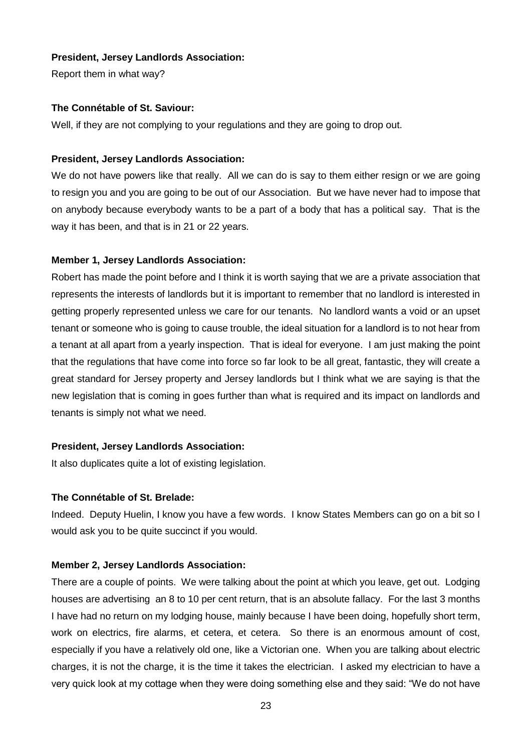**President, Jersey Landlords Association:**

Report them in what way?

**The Connétable of St. Saviour:**

Well, if they are not complying to your regulations and they are going to drop out.

**President, Jersey Landlords Association:**

We do not have powers like that really. All we can do is say to them either resign or we are going to resign you and you are going to be out of our Association. But we have never had to impose that on anybody because everybody wants to be a part of a body that has a political say. That is the way it has been, and that is in 21 or 22 years.

**Member 1, Jersey Landlords Association:**

Robert has made the point before and I think it is worth saying that we are a private association that represents the interests of landlords but it is important to remember that no landlord is interested in getting properly represented unless we care for our tenants. No landlord wants a void or an upset tenant or someone who is going to cause trouble, the ideal situation for a landlord is to not hear from a tenant at all apart from a yearly inspection. That is ideal for everyone. I am just making the point that the regulations that have come into force so far look to be all great, fantastic, they will create a great standard for Jersey property and Jersey landlords but I think what we are saying is that the new legislation that is coming in goes further than what is required and its impact on landlords and tenants is simply not what we need.

**President, Jersey Landlords Association:**

It also duplicates quite a lot of existing legislation.

**The Connétable of St. Brelade:**

Indeed. Deputy Huelin, I know you have a few words. I know States Members can go on a bit so I would ask you to be quite succinct if you would.

**Member 2, Jersey Landlords Association:**

There are a couple of points. We were talking about the point at which you leave, get out. Lodging houses are advertising an 8 to 10 per cent return, that is an absolute fallacy. For the last 3 months I have had no return on my lodging house, mainly because I have been doing, hopefully short term, work on electrics, fire alarms, et cetera, et cetera. So there is an enormous amount of cost, especially if you have a relatively old one, like a Victorian one. When you are talking about electric charges, it is not the charge, it is the time it takes the electrician. I asked my electrician to have a very quick look at my cottage when they were doing something else and they said: "We do not have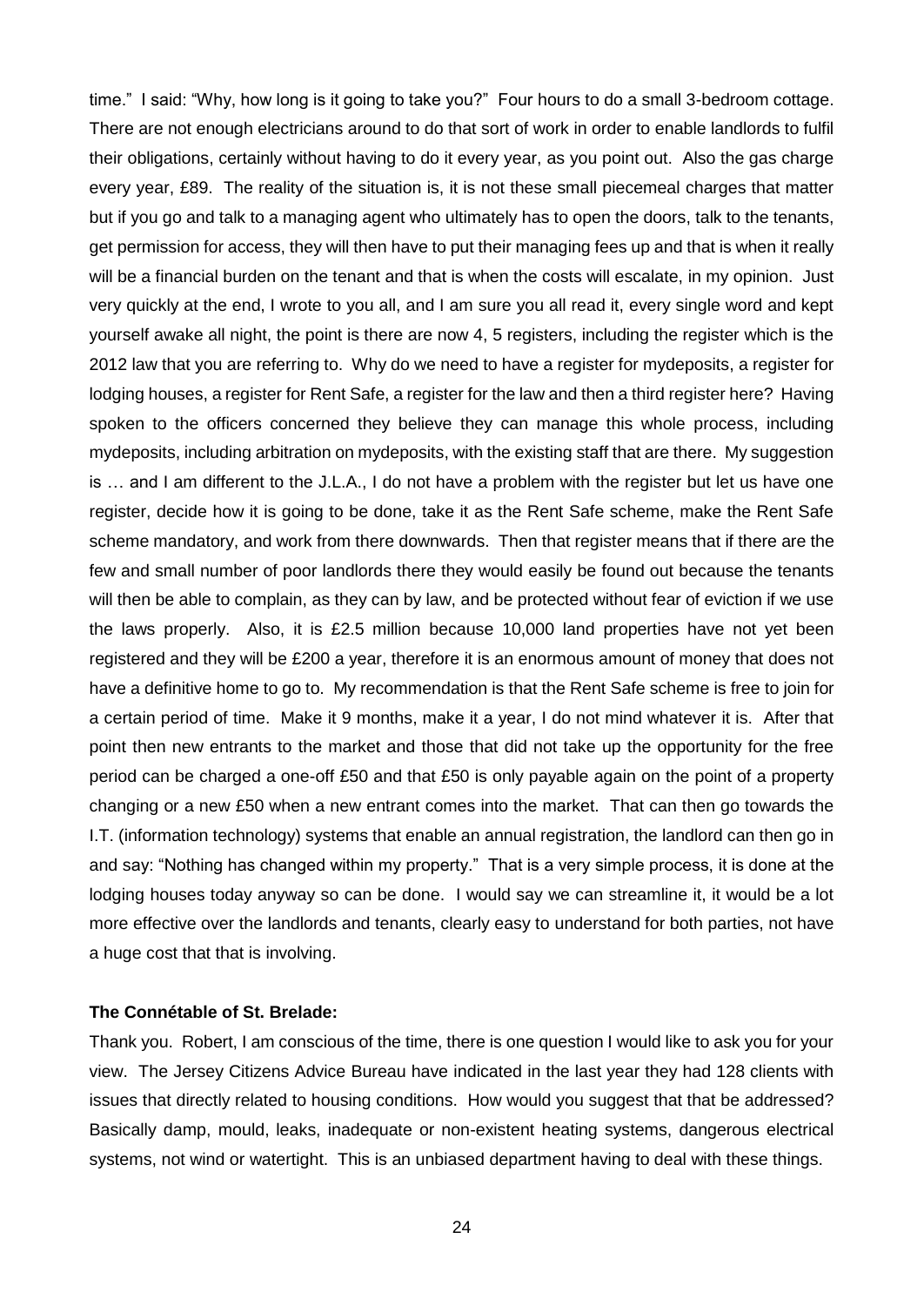time." I said: "Why, how long is it going to take you?" Four hours to do a small 3-bedroom cottage. There are not enough electricians around to do that sort of work in order to enable landlords to fulfil their obligations, certainly without having to do it every year, as you point out. Also the gas charge every year, £89. The reality of the situation is, it is not these small piecemeal charges that matter but if you go and talk to a managing agent who ultimately has to open the doors, talk to the tenants, get permission for access, they will then have to put their managing fees up and that is when it really will be a financial burden on the tenant and that is when the costs will escalate, in my opinion. Just very quickly at the end, I wrote to you all, and I am sure you all read it, every single word and kept yourself awake all night, the point is there are now 4, 5 registers, including the register which is the 2012 law that you are referring to. Why do we need to have a register for mydeposits, a register for lodging houses, a register for Rent Safe, a register for the law and then a third register here? Having spoken to the officers concerned they believe they can manage this whole process, including mydeposits, including arbitration on mydeposits, with the existing staff that are there. My suggestion is … and I am different to the J.L.A., I do not have a problem with the register but let us have one register, decide how it is going to be done, take it as the Rent Safe scheme, make the Rent Safe scheme mandatory, and work from there downwards. Then that register means that if there are the few and small number of poor landlords there they would easily be found out because the tenants will then be able to complain, as they can by law, and be protected without fear of eviction if we use the laws properly. Also, it is £2.5 million because 10,000 land properties have not yet been registered and they will be £200 a year, therefore it is an enormous amount of money that does not have a definitive home to go to. My recommendation is that the Rent Safe scheme is free to join for a certain period of time. Make it 9 months, make it a year, I do not mind whatever it is. After that point then new entrants to the market and those that did not take up the opportunity for the free period can be charged a one-off £50 and that £50 is only payable again on the point of a property changing or a new £50 when a new entrant comes into the market. That can then go towards the I.T. (information technology) systems that enable an annual registration, the landlord can then go in and say: "Nothing has changed within my property." That is a very simple process, it is done at the lodging houses today anyway so can be done. I would say we can streamline it, it would be a lot more effective over the landlords and tenants, clearly easy to understand for both parties, not have a huge cost that that is involving.

**The Connétable of St. Brelade:**

Thank you. Robert, I am conscious of the time, there is one question I would like to ask you for your view. The Jersey Citizens Advice Bureau have indicated in the last year they had 128 clients with issues that directly related to housing conditions. How would you suggest that that be addressed? Basically damp, mould, leaks, inadequate or non-existent heating systems, dangerous electrical systems, not wind or watertight. This is an unbiased department having to deal with these things.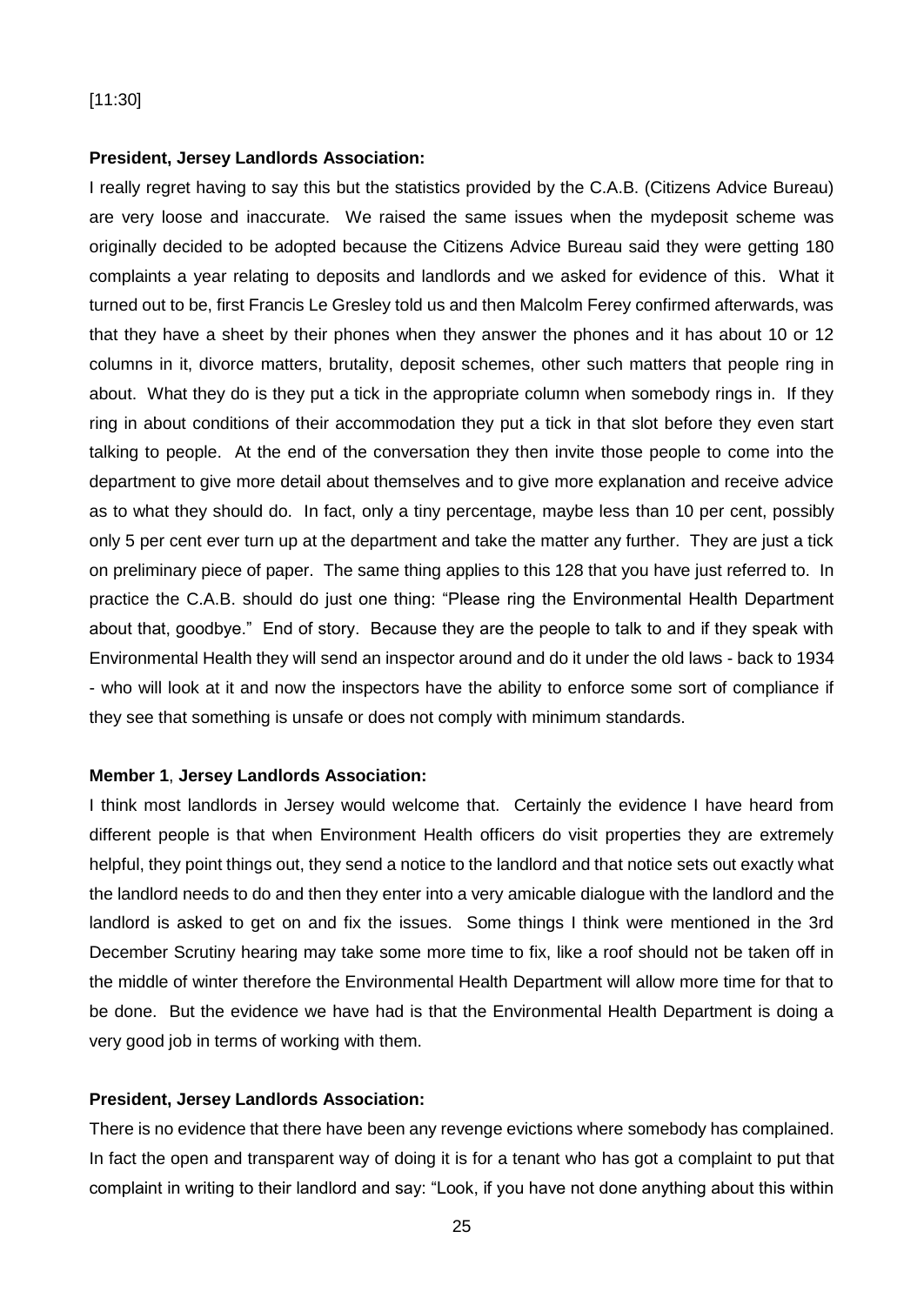[11:30]

**President, Jersey Landlords Association:**

I really regret having to say this but the statistics provided by the C.A.B. (Citizens Advice Bureau) are very loose and inaccurate. We raised the same issues when the mydeposit scheme was originally decided to be adopted because the Citizens Advice Bureau said they were getting 180 complaints a year relating to deposits and landlords and we asked for evidence of this. What it turned out to be, first Francis Le Gresley told us and then Malcolm Ferey confirmed afterwards, was that they have a sheet by their phones when they answer the phones and it has about 10 or 12 columns in it, divorce matters, brutality, deposit schemes, other such matters that people ring in about. What they do is they put a tick in the appropriate column when somebody rings in. If they ring in about conditions of their accommodation they put a tick in that slot before they even start talking to people. At the end of the conversation they then invite those people to come into the department to give more detail about themselves and to give more explanation and receive advice as to what they should do. In fact, only a tiny percentage, maybe less than 10 per cent, possibly only 5 per cent ever turn up at the department and take the matter any further. They are just a tick on preliminary piece of paper. The same thing applies to this 128 that you have just referred to. In practice the C.A.B. should do just one thing: "Please ring the Environmental Health Department about that, goodbye." End of story. Because they are the people to talk to and if they speak with Environmental Health they will send an inspector around and do it under the old laws - back to 1934 - who will look at it and now the inspectors have the ability to enforce some sort of compliance if they see that something is unsafe or does not comply with minimum standards.

**Member 1**, **Jersey Landlords Association:**

I think most landlords in Jersey would welcome that. Certainly the evidence I have heard from different people is that when Environment Health officers do visit properties they are extremely helpful, they point things out, they send a notice to the landlord and that notice sets out exactly what the landlord needs to do and then they enter into a very amicable dialogue with the landlord and the landlord is asked to get on and fix the issues. Some things I think were mentioned in the 3rd December Scrutiny hearing may take some more time to fix, like a roof should not be taken off in the middle of winter therefore the Environmental Health Department will allow more time for that to be done. But the evidence we have had is that the Environmental Health Department is doing a very good job in terms of working with them.

**President, Jersey Landlords Association:**

There is no evidence that there have been any revenge evictions where somebody has complained. In fact the open and transparent way of doing it is for a tenant who has got a complaint to put that complaint in writing to their landlord and say: "Look, if you have not done anything about this within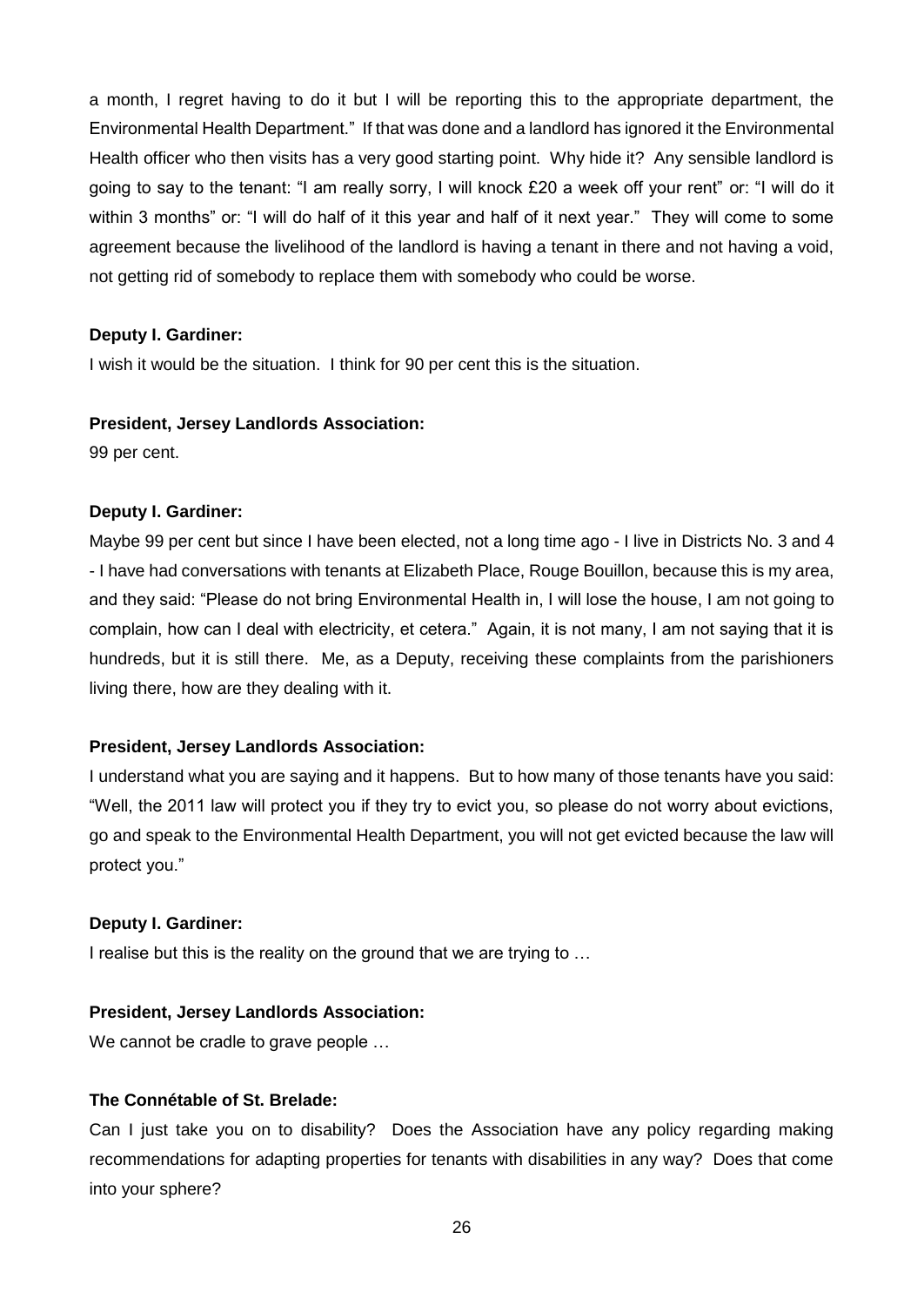a month, I regret having to do it but I will be reporting this to the appropriate department, the Environmental Health Department." If that was done and a landlord has ignored it the Environmental Health officer who then visits has a very good starting point. Why hide it? Any sensible landlord is going to say to the tenant: "I am really sorry, I will knock £20 a week off your rent" or: "I will do it within 3 months" or: "I will do half of it this year and half of it next year." They will come to some agreement because the livelihood of the landlord is having a tenant in there and not having a void, not getting rid of somebody to replace them with somebody who could be worse.

**Deputy I. Gardiner:**

I wish it would be the situation. I think for 90 per cent this is the situation.

**President, Jersey Landlords Association:**

99 per cent.

**Deputy I. Gardiner:**

Maybe 99 per cent but since I have been elected, not a long time ago - I live in Districts No. 3 and 4 - I have had conversations with tenants at Elizabeth Place, Rouge Bouillon, because this is my area, and they said: "Please do not bring Environmental Health in, I will lose the house, I am not going to complain, how can I deal with electricity, et cetera." Again, it is not many, I am not saying that it is hundreds, but it is still there. Me, as a Deputy, receiving these complaints from the parishioners living there, how are they dealing with it.

**President, Jersey Landlords Association:**

I understand what you are saying and it happens. But to how many of those tenants have you said: "Well, the 2011 law will protect you if they try to evict you, so please do not worry about evictions, go and speak to the Environmental Health Department, you will not get evicted because the law will protect you."

**Deputy I. Gardiner:**

I realise but this is the reality on the ground that we are trying to …

**President, Jersey Landlords Association:**

We cannot be cradle to grave people …

**The Connétable of St. Brelade:**

Can I just take you on to disability? Does the Association have any policy regarding making recommendations for adapting properties for tenants with disabilities in any way? Does that come into your sphere?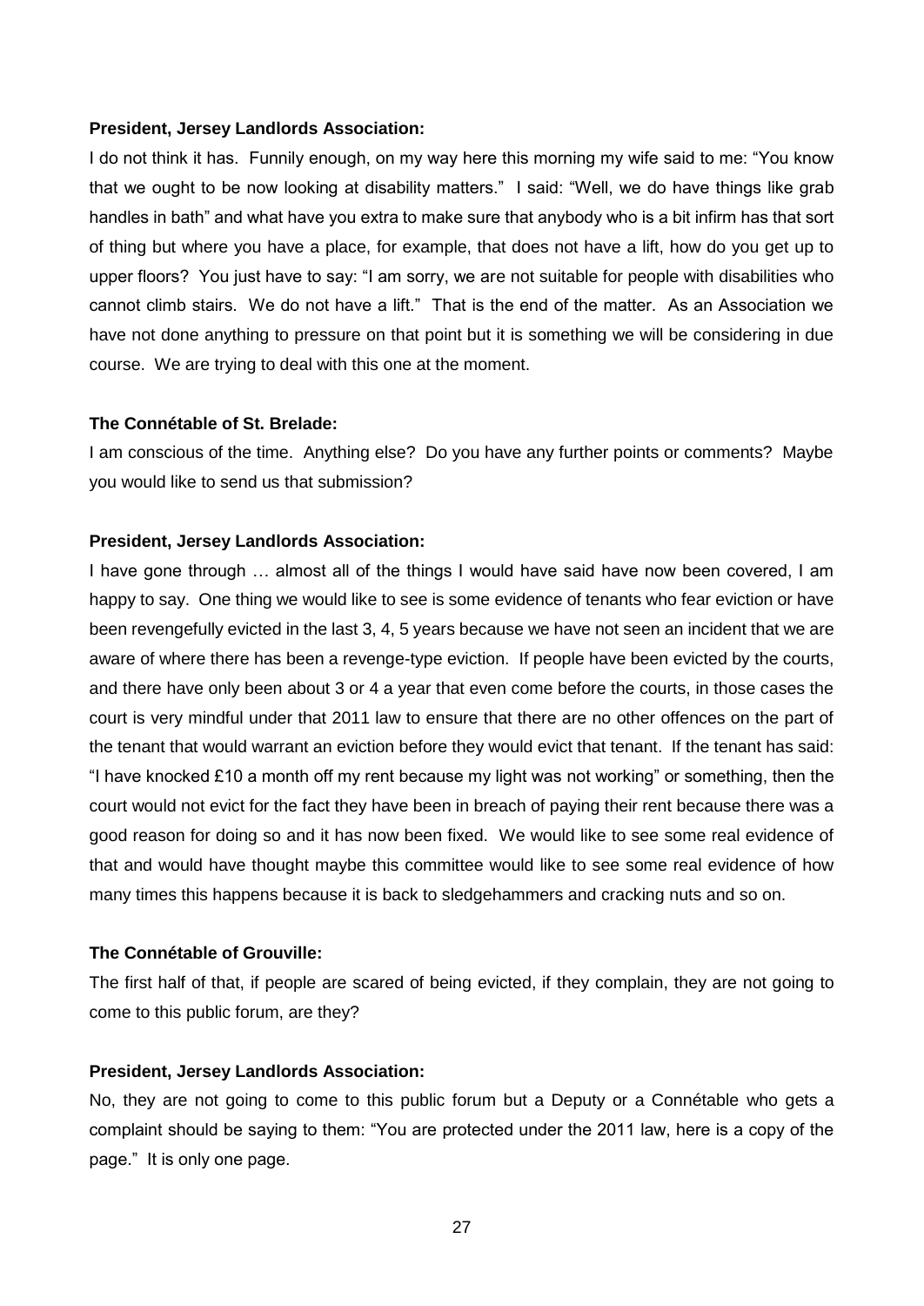**President, Jersey Landlords Association:**

I do not think it has. Funnily enough, on my way here this morning my wife said to me: "You know that we ought to be now looking at disability matters." I said: "Well, we do have things like grab handles in bath" and what have you extra to make sure that anybody who is a bit infirm has that sort of thing but where you have a place, for example, that does not have a lift, how do you get up to upper floors? You just have to say: "I am sorry, we are not suitable for people with disabilities who cannot climb stairs. We do not have a lift." That is the end of the matter. As an Association we have not done anything to pressure on that point but it is something we will be considering in due course. We are trying to deal with this one at the moment.

**The Connétable of St. Brelade:**

I am conscious of the time. Anything else? Do you have any further points or comments? Maybe you would like to send us that submission?

**President, Jersey Landlords Association:**

I have gone through … almost all of the things I would have said have now been covered, I am happy to say. One thing we would like to see is some evidence of tenants who fear eviction or have been revengefully evicted in the last 3, 4, 5 years because we have not seen an incident that we are aware of where there has been a revenge-type eviction. If people have been evicted by the courts, and there have only been about 3 or 4 a year that even come before the courts, in those cases the court is very mindful under that 2011 law to ensure that there are no other offences on the part of the tenant that would warrant an eviction before they would evict that tenant. If the tenant has said: "I have knocked £10 a month off my rent because my light was not working" or something, then the court would not evict for the fact they have been in breach of paying their rent because there was a good reason for doing so and it has now been fixed. We would like to see some real evidence of that and would have thought maybe this committee would like to see some real evidence of how many times this happens because it is back to sledgehammers and cracking nuts and so on.

**The Connétable of Grouville:**

The first half of that, if people are scared of being evicted, if they complain, they are not going to come to this public forum, are they?

**President, Jersey Landlords Association:**

No, they are not going to come to this public forum but a Deputy or a Connétable who gets a complaint should be saying to them: "You are protected under the 2011 law, here is a copy of the page." It is only one page.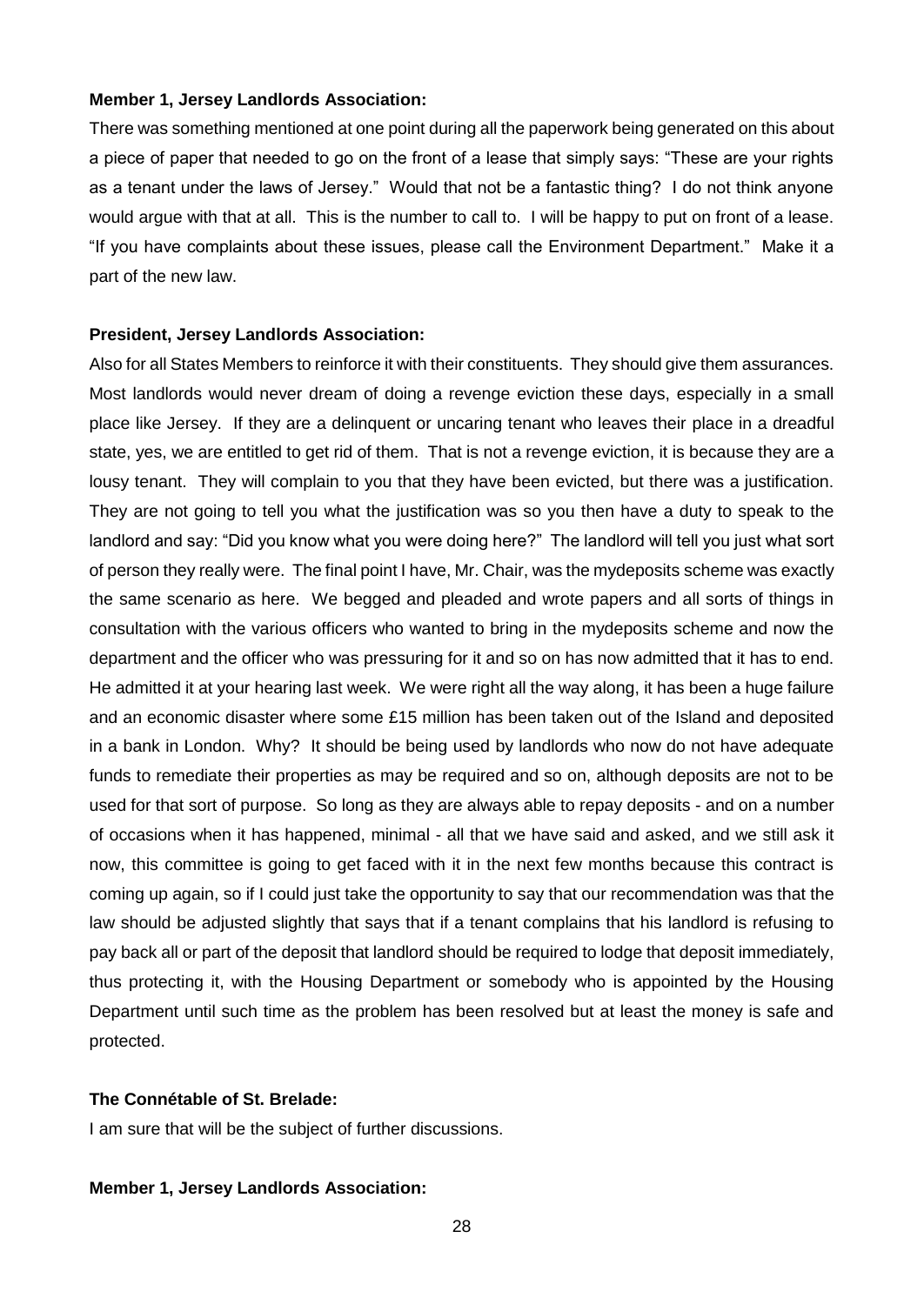**Member 1, Jersey Landlords Association:**

There was something mentioned at one point during all the paperwork being generated on this about a piece of paper that needed to go on the front of a lease that simply says: "These are your rights as a tenant under the laws of Jersey." Would that not be a fantastic thing? I do not think anyone would argue with that at all. This is the number to call to. I will be happy to put on front of a lease. "If you have complaints about these issues, please call the Environment Department." Make it a part of the new law.

**President, Jersey Landlords Association:**

Also for all States Members to reinforce it with their constituents. They should give them assurances. Most landlords would never dream of doing a revenge eviction these days, especially in a small place like Jersey. If they are a delinquent or uncaring tenant who leaves their place in a dreadful state, yes, we are entitled to get rid of them. That is not a revenge eviction, it is because they are a lousy tenant. They will complain to you that they have been evicted, but there was a justification. They are not going to tell you what the justification was so you then have a duty to speak to the landlord and say: "Did you know what you were doing here?" The landlord will tell you just what sort of person they really were. The final point I have, Mr. Chair, was the mydeposits scheme was exactly the same scenario as here. We begged and pleaded and wrote papers and all sorts of things in consultation with the various officers who wanted to bring in the mydeposits scheme and now the department and the officer who was pressuring for it and so on has now admitted that it has to end. He admitted it at your hearing last week. We were right all the way along, it has been a huge failure and an economic disaster where some £15 million has been taken out of the Island and deposited in a bank in London. Why? It should be being used by landlords who now do not have adequate funds to remediate their properties as may be required and so on, although deposits are not to be used for that sort of purpose. So long as they are always able to repay deposits - and on a number of occasions when it has happened, minimal - all that we have said and asked, and we still ask it now, this committee is going to get faced with it in the next few months because this contract is coming up again, so if I could just take the opportunity to say that our recommendation was that the law should be adjusted slightly that says that if a tenant complains that his landlord is refusing to pay back all or part of the deposit that landlord should be required to lodge that deposit immediately, thus protecting it, with the Housing Department or somebody who is appointed by the Housing Department until such time as the problem has been resolved but at least the money is safe and protected.

**The Connétable of St. Brelade:**

I am sure that will be the subject of further discussions.

**Member 1, Jersey Landlords Association:**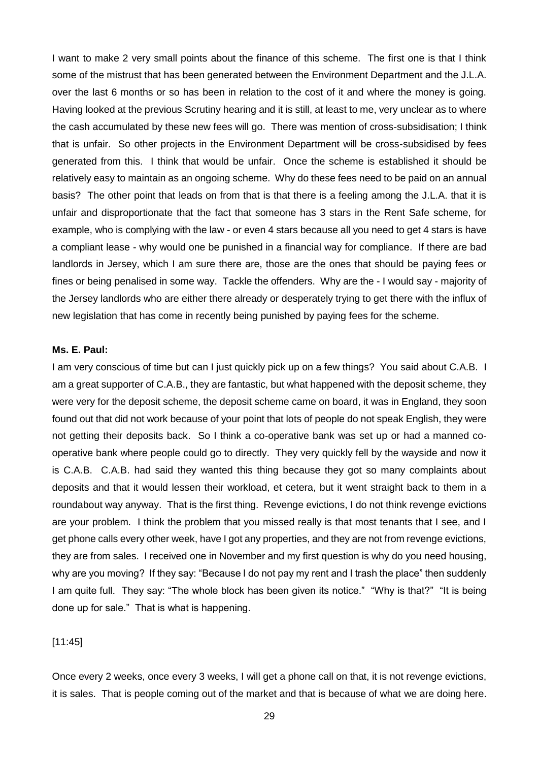I want to make 2 very small points about the finance of this scheme. The first one is that I think some of the mistrust that has been generated between the Environment Department and the J.L.A. over the last 6 months or so has been in relation to the cost of it and where the money is going. Having looked at the previous Scrutiny hearing and it is still, at least to me, very unclear as to where the cash accumulated by these new fees will go. There was mention of cross-subsidisation; I think that is unfair. So other projects in the Environment Department will be cross-subsidised by fees generated from this. I think that would be unfair. Once the scheme is established it should be relatively easy to maintain as an ongoing scheme. Why do these fees need to be paid on an annual basis? The other point that leads on from that is that there is a feeling among the J.L.A. that it is unfair and disproportionate that the fact that someone has 3 stars in the Rent Safe scheme, for example, who is complying with the law - or even 4 stars because all you need to get 4 stars is have a compliant lease - why would one be punished in a financial way for compliance. If there are bad landlords in Jersey, which I am sure there are, those are the ones that should be paying fees or fines or being penalised in some way. Tackle the offenders. Why are the - I would say - majority of the Jersey landlords who are either there already or desperately trying to get there with the influx of new legislation that has come in recently being punished by paying fees for the scheme.

**Ms. E. Paul:**

I am very conscious of time but can I just quickly pick up on a few things? You said about C.A.B. I am a great supporter of C.A.B., they are fantastic, but what happened with the deposit scheme, they were very for the deposit scheme, the deposit scheme came on board, it was in England, they soon found out that did not work because of your point that lots of people do not speak English, they were not getting their deposits back. So I think a co-operative bank was set up or had a manned co-operative bank where people could go to directly. They very quickly fell by the wayside and now it is C.A.B. C.A.B. had said they wanted this thing because they got so many complaints about deposits and that it would lessen their workload, et cetera, but it went straight back to them in a roundabout way anyway. That is the first thing. Revenge evictions, I do not think revenge evictions are your problem. I think the problem that you missed really is that most tenants that I see, and I get phone calls every other week, have I got any properties, and they are not from revenge evictions, they are from sales. I received one in November and my first question is why do you need housing, why are you moving? If they say: "Because I do not pay my rent and I trash the place" then suddenly I am quite full. They say: "The whole block has been given its notice." "Why is that?" "It is being done up for sale." That is what is happening.

[11:45]

Once every 2 weeks, once every 3 weeks, I will get a phone call on that, it is not revenge evictions, it is sales. That is people coming out of the market and that is because of what we are doing here.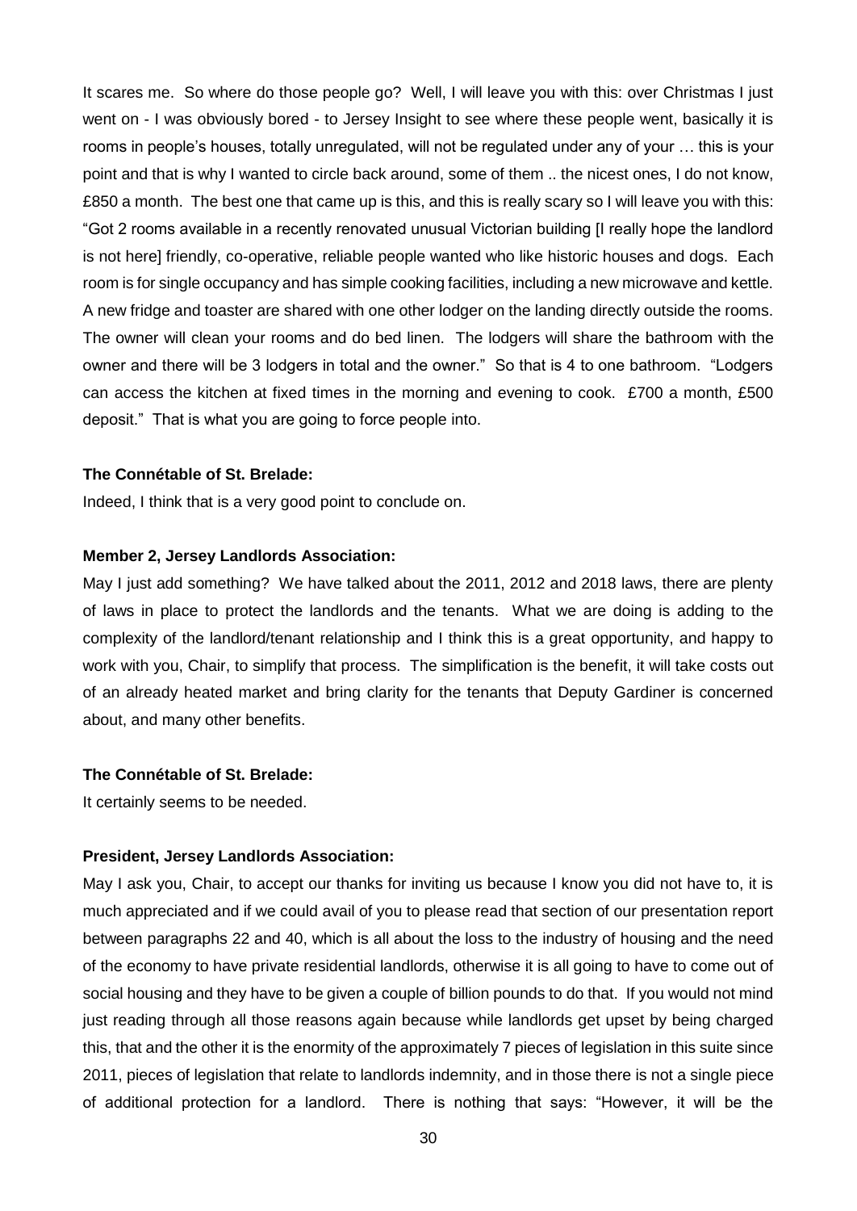It scares me. So where do those people go? Well, I will leave you with this: over Christmas I just went on - I was obviously bored - to Jersey Insight to see where these people went, basically it is rooms in people's houses, totally unregulated, will not be regulated under any of your … this is your point and that is why I wanted to circle back around, some of them .. the nicest ones, I do not know, £850 a month. The best one that came up is this, and this is really scary so I will leave you with this: "Got 2 rooms available in a recently renovated unusual Victorian building [I really hope the landlord is not here] friendly, co-operative, reliable people wanted who like historic houses and dogs. Each room is for single occupancy and has simple cooking facilities, including a new microwave and kettle. A new fridge and toaster are shared with one other lodger on the landing directly outside the rooms. The owner will clean your rooms and do bed linen. The lodgers will share the bathroom with the owner and there will be 3 lodgers in total and the owner." So that is 4 to one bathroom. "Lodgers can access the kitchen at fixed times in the morning and evening to cook. £700 a month, £500 deposit." That is what you are going to force people into.

**The Connétable of St. Brelade:**

Indeed, I think that is a very good point to conclude on.

**Member 2, Jersey Landlords Association:**

May I just add something? We have talked about the 2011, 2012 and 2018 laws, there are plenty of laws in place to protect the landlords and the tenants. What we are doing is adding to the complexity of the landlord/tenant relationship and I think this is a great opportunity, and happy to work with you, Chair, to simplify that process. The simplification is the benefit, it will take costs out of an already heated market and bring clarity for the tenants that Deputy Gardiner is concerned about, and many other benefits.

**The Connétable of St. Brelade:**

It certainly seems to be needed.

**President, Jersey Landlords Association:**

May I ask you, Chair, to accept our thanks for inviting us because I know you did not have to, it is much appreciated and if we could avail of you to please read that section of our presentation report between paragraphs 22 and 40, which is all about the loss to the industry of housing and the need of the economy to have private residential landlords, otherwise it is all going to have to come out of social housing and they have to be given a couple of billion pounds to do that. If you would not mind just reading through all those reasons again because while landlords get upset by being charged this, that and the other it is the enormity of the approximately 7 pieces of legislation in this suite since 2011, pieces of legislation that relate to landlords indemnity, and in those there is not a single piece of additional protection for a landlord. There is nothing that says: "However, it will be the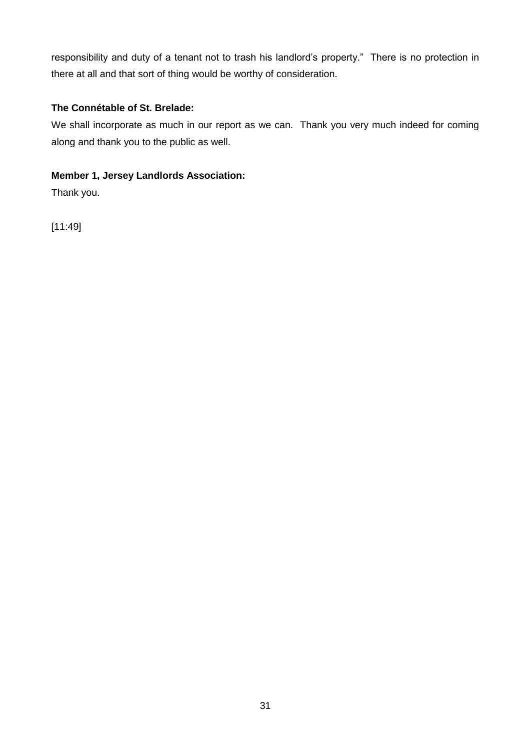responsibility and duty of a tenant not to trash his landlord's property." There is no protection in there at all and that sort of thing would be worthy of consideration.

**The Connétable of St. Brelade:**

We shall incorporate as much in our report as we can. Thank you very much indeed for coming along and thank you to the public as well.

**Member 1, Jersey Landlords Association:**

Thank you.

[11:49]